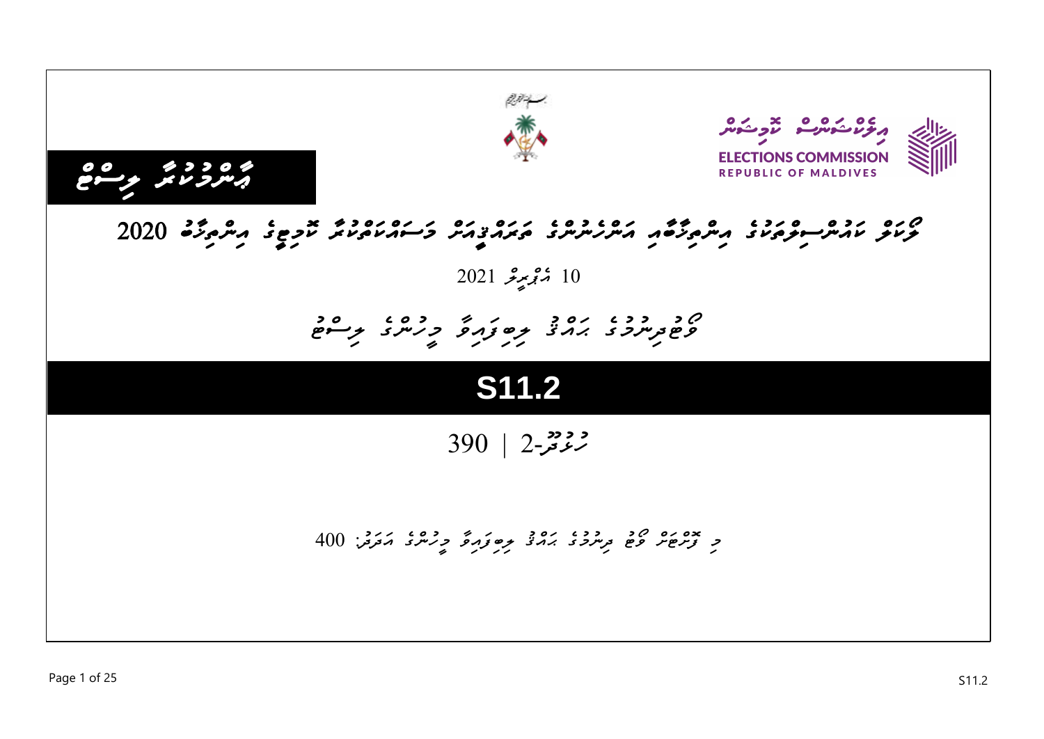އިންތިޚާބާއި ބެހޭ

ELECTIONS COMMISSION
REPUBLIC OF MALDIVES

# އަންނުވާނުގެ ލިސްޓް

## ލޯކަލް ކައުންސިލްތަކުގެ އިންތިޚާބާއި އަންހެނުންގެ ތަރައްޤީއަށް މަސައްކަތްކުރާ ކޮމިޓީގެ އިންތިޚާބު 2020

10 އެޕްރީލް 2021

ވޯޓުދިނުމުގެ ހައްޤު ލިބިފައިވާ މީހުންގެ ލިސްޓު

# S11.2

2-ހުޅުދޫ | 390

މި ފޮންޓަށް ވޯޓު ދިނުމުގެ ހައްޤު ލިބިފައިވާ މީހުންގެ އަދަދު: 400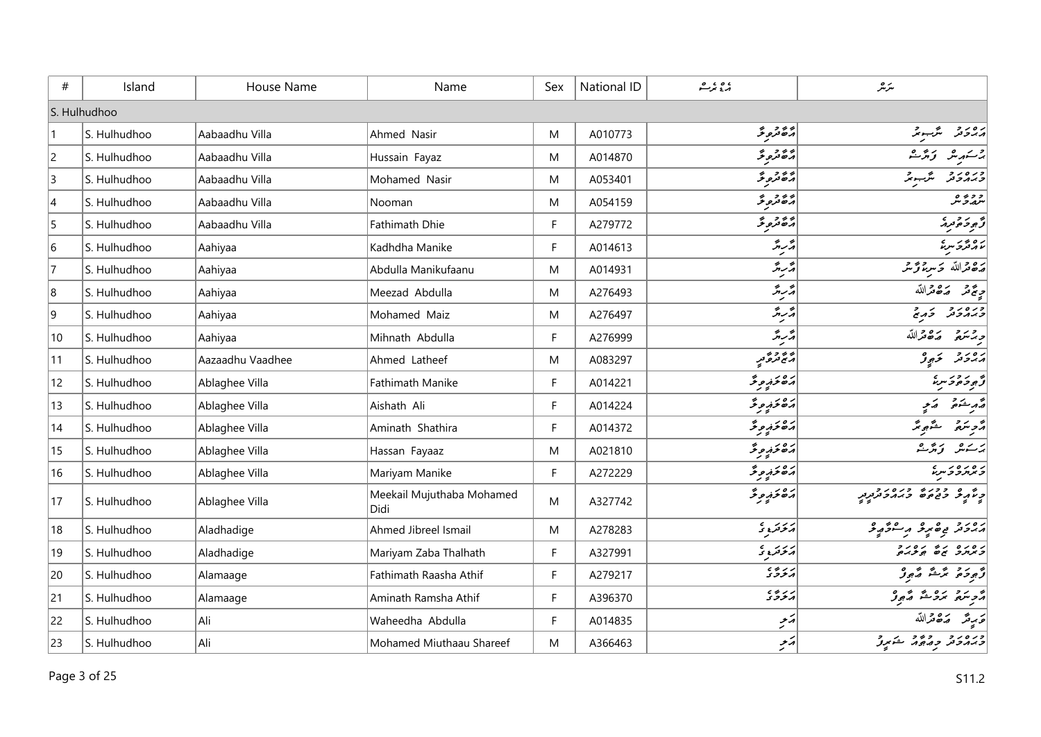| # | Island | House Name | Name | Sex | National ID | ދާއިރާ | ނަން |
|---|---|---|---|---|---|---|---|
| S. Hulhudhoo | | | | | | | |
| 1 | S. Hulhudhoo | Aabaadhu Villa | Ahmed Nasir | M | A010773 | އާބާދުވިލާ | އަޙްމަދު ނާޞިރު |
| 2 | S. Hulhudhoo | Aabaadhu Villa | Hussain Fayaz | M | A014870 | އާބާދުވިލާ | ޙުސައިން ފައްޔާޒު |
| 3 | S. Hulhudhoo | Aabaadhu Villa | Mohamed Nasir | M | A053401 | އާބާދުވިލާ | މުޙައްމަދު ނާޞިރު |
| 4 | S. Hulhudhoo | Aabaadhu Villa | Nooman | M | A054159 | އާބާދުވިލާ | ނުޢުމާން |
| 5 | S. Hulhudhoo | Aabaadhu Villa | Fathimath Dhie | F | A279772 | އާބާދުވިލާ | ފާތިމަތުދިއް |
| 6 | S. Hulhudhoo | Aahiyaa | Kadhdha Manike | F | A014613 | އާހިޔާ | ކައްދަމަނިކެ |
| 7 | S. Hulhudhoo | Aahiyaa | Abdulla Manikufaanu | M | A014931 | އާހިޔާ | ޢަބްދުﷲ މަނިކުފާނު |
| 8 | S. Hulhudhoo | Aahiyaa | Meezad Abdulla | M | A276493 | އާހިޔާ | މީޒާދު ޢަބްދުﷲ |
| 9 | S. Hulhudhoo | Aahiyaa | Mohamed Maiz | M | A276497 | އާހިޔާ | މުޙައްމަދު މާއިޒު |
| 10 | S. Hulhudhoo | Aahiyaa | Mihnath Abdulla | F | A276999 | އާހިޔާ | މިޙްނަތު ޢަބްދުﷲ |
| 11 | S. Hulhudhoo | Aazaadhu Vaadhee | Ahmed Latheef | M | A083297 | އާޒާދުވާދީ | އަޙްމަދު ލަޠީފު |
| 12 | S. Hulhudhoo | Ablaghee Villa | Fathimath Manike | F | A014221 | އަބްލަޣީވިލާ | ފާތިމަތުމަނިކެ |
| 13 | S. Hulhudhoo | Ablaghee Villa | Aishath Ali | F | A014224 | އަބްލަޣީވިލާ | ޢާއިޝަތު ޢަލީ |
| 14 | S. Hulhudhoo | Ablaghee Villa | Aminath Shathira | F | A014372 | އަބްލަޣީވިލާ | އާމިނަތު ޝާތިރާ |
| 15 | S. Hulhudhoo | Ablaghee Villa | Hassan Fayaaz | M | A021810 | އަބްލަޣީވިލާ | ޙަސަން ފައްޔާޒު |
| 16 | S. Hulhudhoo | Ablaghee Villa | Mariyam Manike | F | A272229 | އަބްލަޣީވިލާ | މަރިޔަމްމަނިކެ |
| 17 | S. Hulhudhoo | Ablaghee Villa | Meekail Mujuthaba Mohamed Didi | M | A327742 | އަބްލަޣީވިލާ | މީކާއީލް މުޖުތަބާ މުޙައްމަދުދީދީ |
| 18 | S. Hulhudhoo | Aladhadige | Ahmed Jibreel Ismail | M | A278283 | އަލަދަދިގެ | އަޙްމަދު ޖިބްރީލް އިސްމާޢީލް |
| 19 | S. Hulhudhoo | Aladhadige | Mariyam Zaba Thalhath | F | A327991 | އަލަދަދިގެ | މަރިޔަމް ޒަބާ ޠަލްޙަތު |
| 20 | S. Hulhudhoo | Alamaage | Fathimath Raasha Athif | F | A279217 | އަލަމާގެ | ފާތިމަތު ރާޝާ ޢާތިފު |
| 21 | S. Hulhudhoo | Alamaage | Aminath Ramsha Athif | F | A396370 | އަލަމާގެ | އާމިނަތު ރަމްޝާ ޢާތިފު |
| 22 | S. Hulhudhoo | Ali | Waheedha Abdulla | F | A014835 | އަލި | ވަޙީދާ ޢަބްދުﷲ |
| 23 | S. Hulhudhoo | Ali | Mohamed Miuthaau Shareef | M | A366463 | އަލި | މުޙައްމަދު މިޢުތާޢު ޝަރީފު |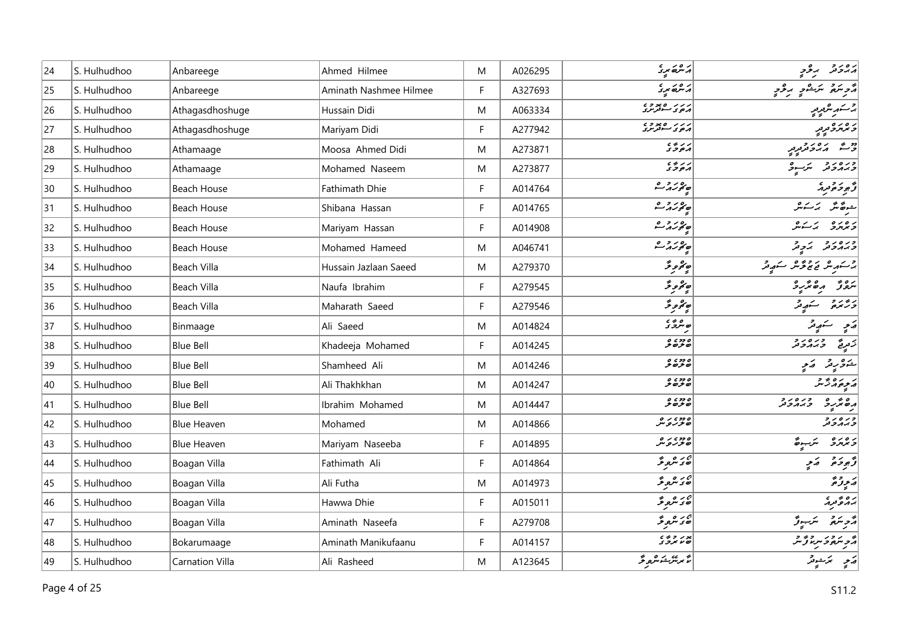| 24 | S. Hulhudhoo | Anbareege | Ahmed Hilmee | M | A026295 | އަންބަރީގެ | އަހުމަދު ހިލްމީ |
|---|---|---|---|---|---|---|---|
| 25 | S. Hulhudhoo | Anbareege | Aminath Nashmee Hilmee | F | A327693 | އަންބަރީގެ | އާމިނަތު ނަޝްމީ ހިލްމީ |
| 26 | S. Hulhudhoo | Athagasdhoshuge | Hussain Didi | M | A063334 | އަތަގަސްދޮށުގެ | ހުސައިންދީދީ |
| 27 | S. Hulhudhoo | Athagasdhoshuge | Mariyam Didi | F | A277942 | އަތަގަސްދޮށުގެ | މަރިޔަމްދީދީ |
| 28 | S. Hulhudhoo | Athamaage | Moosa Ahmed Didi | M | A273871 | އަތަމާގެ | މޫސާ އަހުމަދުދީދީ |
| 29 | S. Hulhudhoo | Athamaage | Mohamed Naseem | M | A273877 | އަތަމާގެ | މުހައްމަދު ނަސީމް |
| 30 | S. Hulhudhoo | Beach House | Fathimath Dhie | F | A014764 | ބީޗްހައުސް | ފާތިމަތުދިއެ |
| 31 | S. Hulhudhoo | Beach House | Shibana Hassan | F | A014765 | ބީޗްހައުސް | ޝިބާނާ ހަސަން |
| 32 | S. Hulhudhoo | Beach House | Mariyam Hassan | F | A014908 | ބީޗްހައުސް | މަރިޔަމް ހަސަން |
| 33 | S. Hulhudhoo | Beach House | Mohamed Hameed | M | A046741 | ބީޗްހައުސް | މުހައްމަދު ހަމީދު |
| 34 | S. Hulhudhoo | Beach Villa | Hussain Jazlaan Saeed | M | A279370 | ބީޗްވިލާ | ހުސައިން ޖަޒްލާން ސައީދު |
| 35 | S. Hulhudhoo | Beach Villa | Naufa Ibrahim | F | A279545 | ބީޗްވިލާ | ނައުފާ އިބްރާހީމް |
| 36 | S. Hulhudhoo | Beach Villa | Maharath Saeed | F | A279546 | ބީޗްވިލާ | މަހާރަތު ސައީދު |
| 37 | S. Hulhudhoo | Binmaage | Ali Saeed | M | A014824 | ބިންމާގެ | އަލި ސައީދު |
| 38 | S. Hulhudhoo | Blue Bell | Khadeeja Mohamed | F | A014245 | ބްލޫބެލް | ޚަދީޖާ މުހައްމަދު |
| 39 | S. Hulhudhoo | Blue Bell | Shamheed Ali | M | A014246 | ބްލޫބެލް | ޝަމްހީދު އަލި |
| 40 | S. Hulhudhoo | Blue Bell | Ali Thakhkhan | M | A014247 | ބްލޫބެލް | އަލިތައްޚާން |
| 41 | S. Hulhudhoo | Blue Bell | Ibrahim Mohamed | M | A014447 | ބްލޫބެލް | އިބްރާހީމް މުހައްމަދު |
| 42 | S. Hulhudhoo | Blue Heaven | Mohamed | M | A014866 | ބްލޫހެވަން | މުހައްމަދު |
| 43 | S. Hulhudhoo | Blue Heaven | Mariyam Naseeba | F | A014895 | ބްލޫހެވަން | މަރިޔަމް ނަސީބާ |
| 44 | S. Hulhudhoo | Boagan Villa | Fathimath Ali | F | A014864 | ބޯގަންވިލާ | ފާތިމަތު އަލި |
| 45 | S. Hulhudhoo | Boagan Villa | Ali Futha | M | A014973 | ބޯގަންވިލާ | އަލިފުތާ |
| 46 | S. Hulhudhoo | Boagan Villa | Hawwa Dhie | F | A015011 | ބޯގަންވިލާ | ހައްވާދިއެ |
| 47 | S. Hulhudhoo | Boagan Villa | Aminath Naseefa | F | A279708 | ބޯގަންވިލާ | އާމިނަތު ނަސީފާ |
| 48 | S. Hulhudhoo | Bokarumaage | Aminath Manikufaanu | F | A014157 | ބޮކަރުމާގެ | އާމިނަތުމަނިކުފާނު |
| 49 | S. Hulhudhoo | Carnation Villa | Ali Rasheed | M | A123645 | ކާނޭޝަންވިލާ | އަލި ރަޝީދު |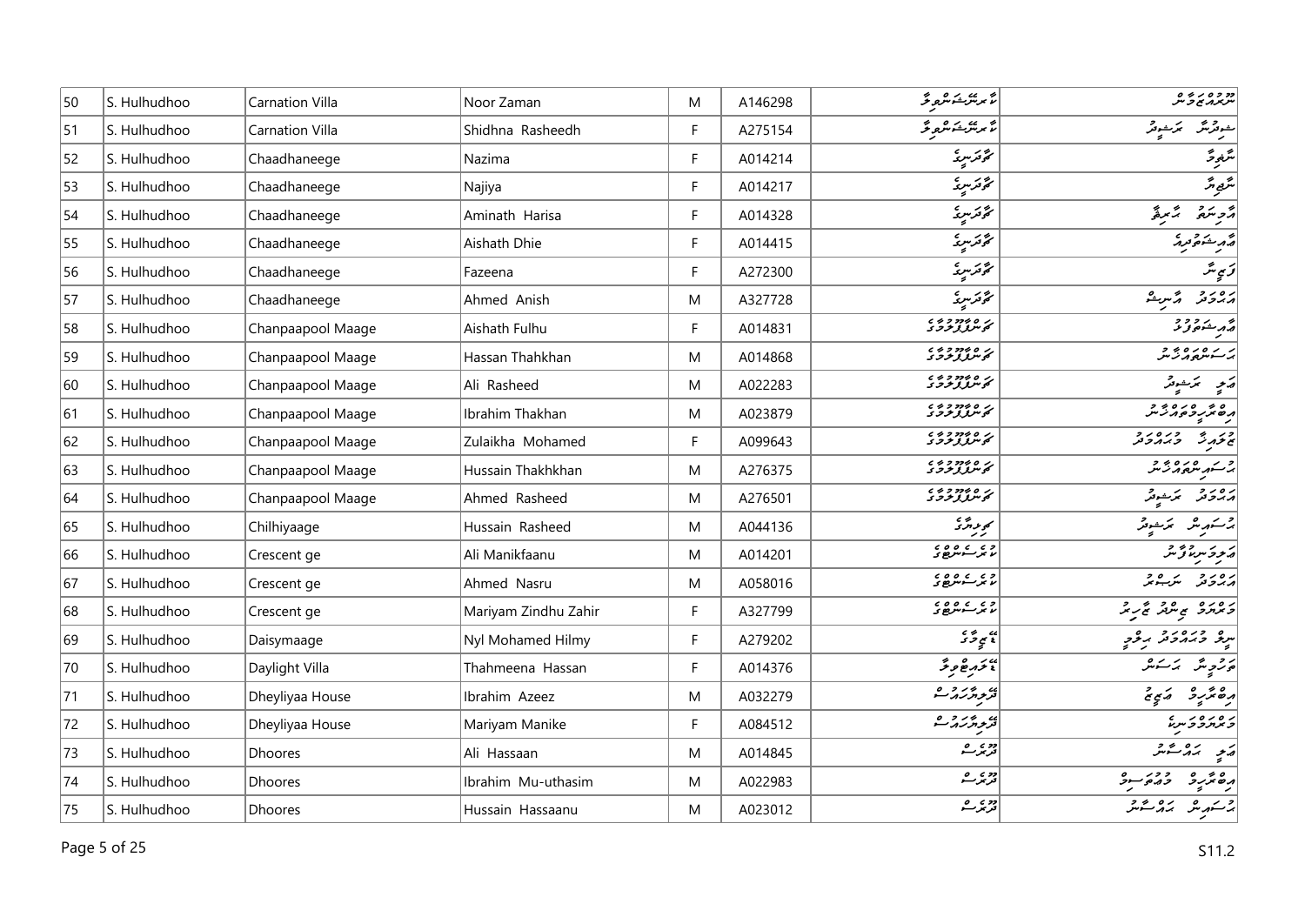| 50 | S. Hulhudhoo | Carnation Villa | Noor Zaman | M | A146298 | ކާނޭޝަންވިލާ | ނޫރުޒަމާން |
|---|---|---|---|---|---|---|---|
| 51 | S. Hulhudhoo | Carnation Villa | Shidhna Rasheedh | F | A275154 | ކާނޭޝަންވިލާ | ޝިދްނާ ރަޝީދު |
| 52 | S. Hulhudhoo | Chaadhaneege | Nazima | F | A014214 | ޗާދަނީގެ | ނާޒިމާ |
| 53 | S. Hulhudhoo | Chaadhaneege | Najiya | F | A014217 | ޗާދަނީގެ | ނާޖިޔާ |
| 54 | S. Hulhudhoo | Chaadhaneege | Aminath Harisa | F | A014328 | ޗާދަނީގެ | އާމިނަތު ހާރިސާ |
| 55 | S. Hulhudhoo | Chaadhaneege | Aishath Dhie | F | A014415 | ޗާދަނީގެ | އާއިޝަތުދިއްޔާ |
| 56 | S. Hulhudhoo | Chaadhaneege | Fazeena | F | A272300 | ޗާދަނީގެ | ފަޒީނާ |
| 57 | S. Hulhudhoo | Chaadhaneege | Ahmed Anish | M | A327728 | ޗާދަނީގެ | އަޙްމަދު އާނިޝް |
| 58 | S. Hulhudhoo | Chanpaapool Maage | Aishath Fulhu | F | A014831 | ޗަންޕާޕޫލްމާގެ | އާއިޝަތުފުޅު |
| 59 | S. Hulhudhoo | Chanpaapool Maage | Hassan Thahkhan | M | A014868 | ޗަންޕާޕޫލްމާގެ | ހަސަންތަހްޚާން |
| 60 | S. Hulhudhoo | Chanpaapool Maage | Ali Rasheed | M | A022283 | ޗަންޕާޕޫލްމާގެ | އަލި ރަޝީދު |
| 61 | S. Hulhudhoo | Chanpaapool Maage | Ibrahim Thakhan | M | A023879 | ޗަންޕާޕޫލްމާގެ | އިބްރާހިމްތަހްޚާން |
| 62 | S. Hulhudhoo | Chanpaapool Maage | Zulaikha Mohamed | F | A099643 | ޗަންޕާޕޫލްމާގެ | ޒުލައިޚާ މުޙައްމަދު |
| 63 | S. Hulhudhoo | Chanpaapool Maage | Hussain Thakhkhan | M | A276375 | ޗަންޕާޕޫލްމާގެ | ހުސައިންތަހްޚާން |
| 64 | S. Hulhudhoo | Chanpaapool Maage | Ahmed Rasheed | M | A276501 | ޗަންޕާޕޫލްމާގެ | އަޙްމަދު ރަޝީދު |
| 65 | S. Hulhudhoo | Chilhiyaage | Hussain Rasheed | M | A044136 | ޗިޅިޔާގެ | ހުސައިން ރަޝީދު |
| 66 | S. Hulhudhoo | Crescent ge | Ali Manikfaanu | M | A014201 | ކުރެސެންޓްގެ | އަލިމަނިކުފާނު |
| 67 | S. Hulhudhoo | Crescent ge | Ahmed Nasru | M | A058016 | ކުރެސެންޓްގެ | އަޙްމަދު ނަސްރު |
| 68 | S. Hulhudhoo | Crescent ge | Mariyam Zindhu Zahir | F | A327799 | ކުރެސެންޓްގެ | މަރިޔަމް ޒިންދު ޒާހިރު |
| 69 | S. Hulhudhoo | Daisymaage | Nyl Mohamed Hilmy | F | A279202 | ޑޭޒީމާގެ | ނިލް މުޙައްމަދު ހިލްމީ |
| 70 | S. Hulhudhoo | Daylight Villa | Thahmeena Hassan | F | A014376 | ޑޭލައިޓްވިލާ | ތަހުމީނާ ހަސަން |
| 71 | S. Hulhudhoo | Dheyliyaa House | Ibrahim Azeez | M | A032279 | ދޭލިޔާހައުސް | އިބްރާހިމް އަޒީޒު |
| 72 | S. Hulhudhoo | Dheyliyaa House | Mariyam Manike | F | A084512 | ދޭލިޔާހައުސް | މަރިޔަމްމަނިކެ |
| 73 | S. Hulhudhoo | Dhoores | Ali Hassaan | M | A014845 | ދޫރެސް | އަލި ހައްސާން |
| 74 | S. Hulhudhoo | Dhoores | Ibrahim Mu-uthasim | M | A022983 | ދޫރެސް | އިބްރާހިމް މުޢުތަސިމް |
| 75 | S. Hulhudhoo | Dhoores | Hussain Hassaanu | M | A023012 | ދޫރެސް | ހުސައިން ހައްސާނު |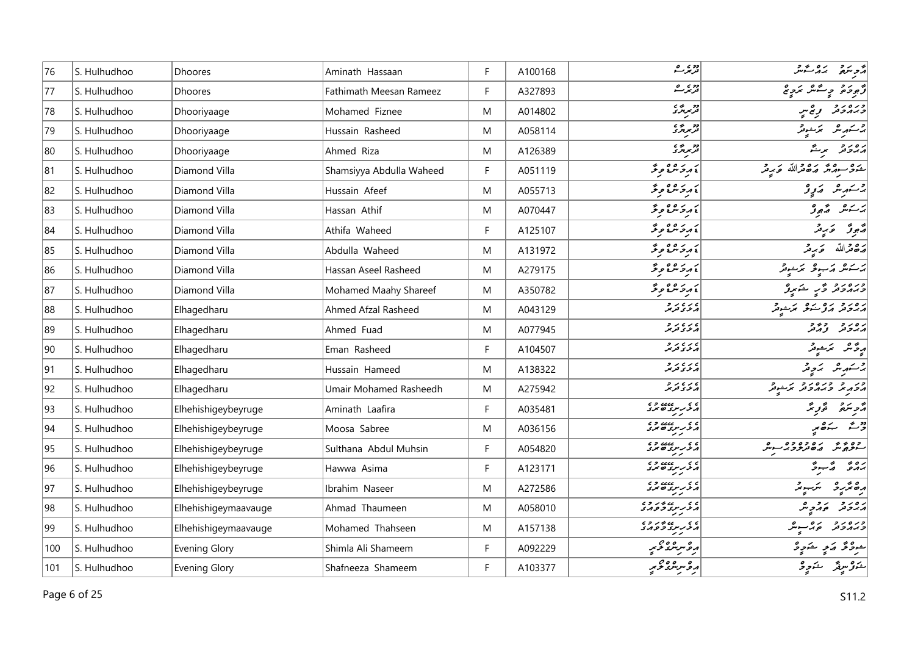| 76 | S. Hulhudhoo | Dhoores | Aminath Hassaan | F | A100168 | ދޫރެސް | އާމިނަތު ހައްސާން |
|---|---|---|---|---|---|---|---|
| 77 | S. Hulhudhoo | Dhoores | Fathimath Meesan Rameez | F | A327893 | ދޫރެސް | ފާތިމަތު މީސާން ރަމީޒް |
| 78 | S. Hulhudhoo | Dhooriyaage | Mohamed Fiznee | M | A014802 | ދޫރިޔާގެ | މުހައްމަދު ފިޒްނީ |
| 79 | S. Hulhudhoo | Dhooriyaage | Hussain Rasheed | M | A058114 | ދޫރިޔާގެ | ހުސައިން ރަޝީދު |
| 80 | S. Hulhudhoo | Dhooriyaage | Ahmed Riza | M | A126389 | ދޫރިޔާގެ | އަހްމަދު ރިޟާ |
| 81 | S. Hulhudhoo | Diamond Villa | Shamsiyya Abdulla Waheed | F | A051119 | ޑައިމަންޑްވިލާ | ޝަމްސިއްޔާ އަބްދުﷲ ވަޙީދު |
| 82 | S. Hulhudhoo | Diamond Villa | Hussain Afeef | M | A055713 | ޑައިމަންޑްވިލާ | ހުސައިން އަފީފު |
| 83 | S. Hulhudhoo | Diamond Villa | Hassan Athif | M | A070447 | ޑައިމަންޑްވިލާ | ހަސަން އާތިފު |
| 84 | S. Hulhudhoo | Diamond Villa | Athifa Waheed | F | A125107 | ޑައިމަންޑްވިލާ | އާތިފާ ވަޙީދު |
| 85 | S. Hulhudhoo | Diamond Villa | Abdulla Waheed | M | A131972 | ޑައިމަންޑްވިލާ | އަބްދުﷲ ވަޙީދު |
| 86 | S. Hulhudhoo | Diamond Villa | Hassan Aseel Rasheed | M | A279175 | ޑައިމަންޑްވިލާ | ހަސަން އަސީލް ރަޝީދު |
| 87 | S. Hulhudhoo | Diamond Villa | Mohamed Maahy Shareef | M | A350782 | ޑައިމަންޑްވިލާ | މުހައްމަދު މާހީ ޝަރީފު |
| 88 | S. Hulhudhoo | Elhagedharu | Ahmed Afzal Rasheed | M | A043129 | އެޅަގެދަރު | އަހްމަދު އަފްޒަލް ރަޝީދު |
| 89 | S. Hulhudhoo | Elhagedharu | Ahmed Fuad | M | A077945 | އެޅަގެދަރު | އަހްމަދު ފުއާދު |
| 90 | S. Hulhudhoo | Elhagedharu | Eman Rasheed | F | A104507 | އެޅަގެދަރު | އީމާން ރަޝީދު |
| 91 | S. Hulhudhoo | Elhagedharu | Hussain Hameed | M | A138322 | އެޅަގެދަރު | ހުސައިން ހަމީދު |
| 92 | S. Hulhudhoo | Elhagedharu | Umair Mohamed Rasheedh | M | A275942 | އެޅަގެދަރު | އުމައިރު މުހައްމަދު ރަޝީދު |
| 93 | S. Hulhudhoo | Elhehishigeybeyruge | Aminath Laafira | F | A035481 | އެޅެހިޝިގޭބޭރުގެ | އާމިނަތު ލާފިރާ |
| 94 | S. Hulhudhoo | Elhehishigeybeyruge | Moosa Sabree | M | A036156 | އެޅެހިޝިގޭބޭރުގެ | މޫސާ ސަބްރީ |
| 95 | S. Hulhudhoo | Elhehishigeybeyruge | Sulthana Abdul Muhsin | F | A054820 | އެޅެހިޝިގޭބޭރުގެ | ސުލްޠާނާ އަބްދުލްމުޙްސިން |
| 96 | S. Hulhudhoo | Elhehishigeybeyruge | Hawwa Asima | F | A123171 | އެޅެހިޝިގޭބޭރުގެ | ހައްވާ އާސިމާ |
| 97 | S. Hulhudhoo | Elhehishigeybeyruge | Ibrahim Naseer | M | A272586 | އެޅެހިޝިގޭބޭރުގެ | އިބްރާހީމް ނަސީރު |
| 98 | S. Hulhudhoo | Elhehishigeymaavauge | Ahmad Thaumeen | M | A058010 | އެޅެހިޝިގޭމާވައުގެ | އަހްމަދު ތައުމީން |
| 99 | S. Hulhudhoo | Elhehishigeymaavauge | Mohamed Thahseen | M | A157138 | އެޅެހިޝިގޭމާވައުގެ | މުހައްމަދު ތަހްސީން |
| 100 | S. Hulhudhoo | Evening Glory | Shimla Ali Shameem | F | A092229 | އިވްނިންގްގްލޯރީ | ޝިމްލާ އަލި ޝަމީމް |
| 101 | S. Hulhudhoo | Evening Glory | Shafneeza Shameem | F | A103377 | އިވްނިންގްގްލޯރީ | ޝަފްނީޒާ ޝަމީމް |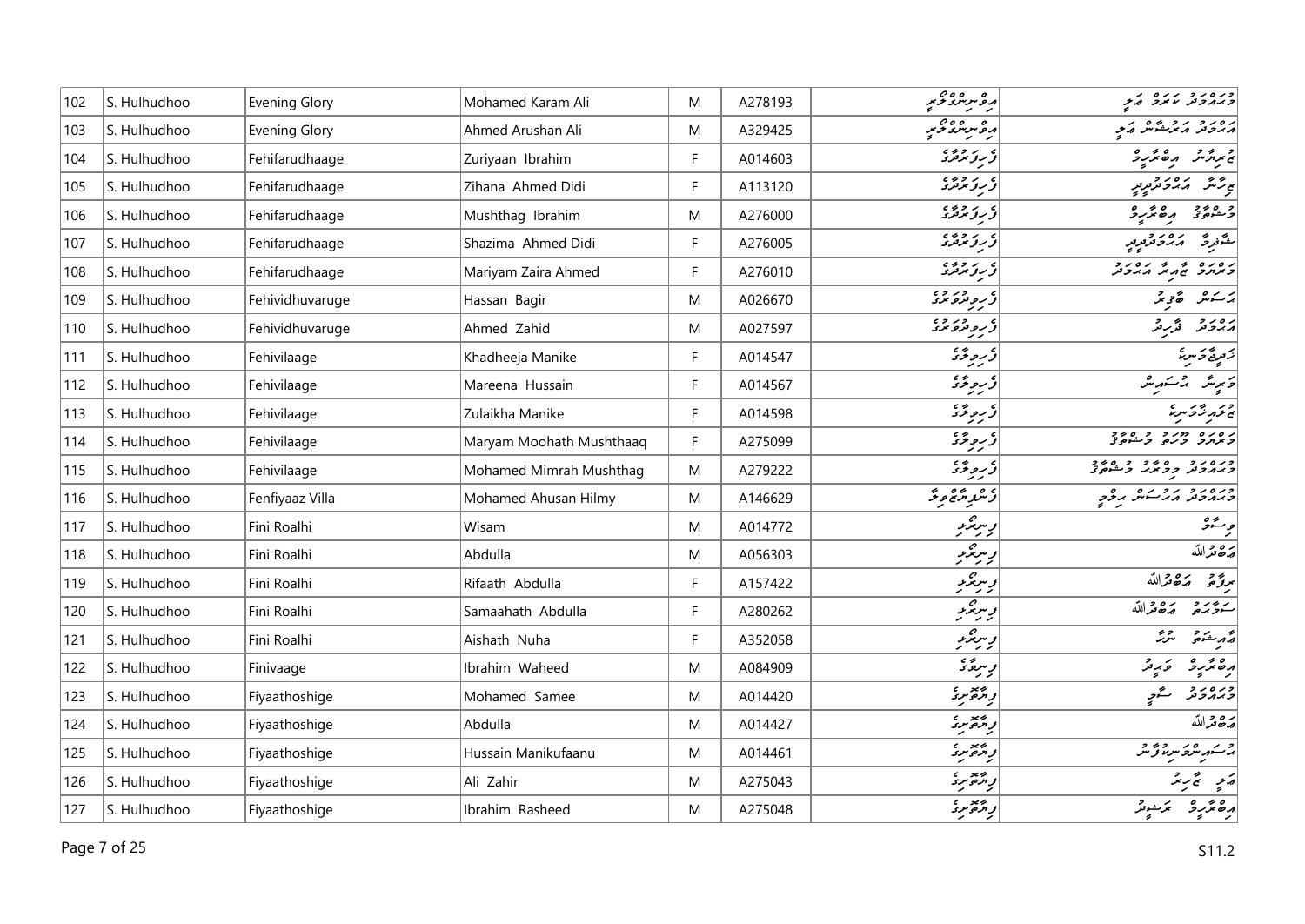| 102 | S. Hulhudhoo | Evening Glory | Mohamed Karam Ali | M | A278193 | އިވްނިންގ ގްލޯރީ | މުހައްމަދު ކަރަމް ޢަލީ |
|---|---|---|---|---|---|---|---|
| 103 | S. Hulhudhoo | Evening Glory | Ahmed Arushan Ali | M | A329425 | އިވްނިންގ ގްލޯރީ | އަޙްމަދު އަރުޝަން ޢަލީ |
| 104 | S. Hulhudhoo | Fehifarudhaage | Zuriyaan Ibrahim | F | A014603 | ފެހިފަރުދާގެ | ޒުރިޔާން އިބްރާހީމް |
| 105 | S. Hulhudhoo | Fehifarudhaage | Zihana Ahmed Didi | F | A113120 | ފެހިފަރުދާގެ | ޒިހާނާ އަޙްމަދުދީދީ |
| 106 | S. Hulhudhoo | Fehifarudhaage | Mushthag Ibrahim | M | A276000 | ފެހިފަރުދާގެ | މުޝްތާޤު އިބްރާހީމް |
| 107 | S. Hulhudhoo | Fehifarudhaage | Shazima Ahmed Didi | F | A276005 | ފެހިފަރުދާގެ | ޝާޒިމާ އަޙްމަދުދީދީ |
| 108 | S. Hulhudhoo | Fehifarudhaage | Mariyam Zaira Ahmed | F | A276010 | ފެހިފަރުދާގެ | މަރިޔަމް ޒާއިރާ އަޙްމަދު |
| 109 | S. Hulhudhoo | Fehividhuvaruge | Hassan Bagir | M | A026670 | ފެހިވިދުވަރުގެ | ޙަސަން ބާޤިރު |
| 110 | S. Hulhudhoo | Fehividhuvaruge | Ahmed Zahid | M | A027597 | ފެހިވިދުވަރުގެ | އަޙްމަދު ޒާހިދު |
| 111 | S. Hulhudhoo | Fehivilaage | Khadheeja Manike | F | A014547 | ފެހިވިލާގެ | ޚަދީޖާމަނިކެ |
| 112 | S. Hulhudhoo | Fehivilaage | Mareena Hussain | F | A014567 | ފެހިވިލާގެ | މަރީނާ ހުސައިން |
| 113 | S. Hulhudhoo | Fehivilaage | Zulaikha Manike | F | A014598 | ފެހިވިލާގެ | ޒުލައިޚާމަނިކެ |
| 114 | S. Hulhudhoo | Fehivilaage | Maryam Moohath Mushthaaq | F | A275099 | ފެހިވިލާގެ | މަރްޔަމް މޫހަތު މުޝްތާޤު |
| 115 | S. Hulhudhoo | Fehivilaage | Mohamed Mimrah Mushthag | M | A279222 | ފެހިވިލާގެ | މުހައްމަދު މިމްރާހު މުޝްތާޤު |
| 116 | S. Hulhudhoo | Fenfiyaz Villa | Mohamed Ahusan Hilmy | M | A146629 | ފެންފިޔާޒްވިލާ | މުހައްމަދު އަހުސަން ހިލްމީ |
| 117 | S. Hulhudhoo | Fini Roalhi | Wisam | M | A014772 | ފިނިރޯޅި | ވިސާމް |
| 118 | S. Hulhudhoo | Fini Roalhi | Abdulla | M | A056303 | ފިނިރޯޅި | އަބްދުﷲ |
| 119 | S. Hulhudhoo | Fini Roalhi | Rifaath Abdulla | F | A157422 | ފިނިރޯޅި | ރިފާތު އަބްދުﷲ |
| 120 | S. Hulhudhoo | Fini Roalhi | Samaahath Abdulla | F | A280262 | ފިނިރޯޅި | ސަމާހަތު އަބްދުﷲ |
| 121 | S. Hulhudhoo | Fini Roalhi | Aishath Nuha | F | A352058 | ފިނިރޯޅި | އާއިޝަތު ނުހާ |
| 122 | S. Hulhudhoo | Finivaage | Ibrahim Waheed | M | A084909 | ފިނިވާގެ | އިބްރާހީމް ވަހީދު |
| 123 | S. Hulhudhoo | Fiyaathoshige | Mohamed Samee | M | A014420 | ފިޔާތޮށިގެ | މުހައްމަދު ސަމީ |
| 124 | S. Hulhudhoo | Fiyaathoshige | Abdulla | M | A014427 | ފިޔާތޮށިގެ | އަބްދުﷲ |
| 125 | S. Hulhudhoo | Fiyaathoshige | Hussain Manikufaanu | M | A014461 | ފިޔާތޮށިގެ | ހުސައިންމަނިކުފާނު |
| 126 | S. Hulhudhoo | Fiyaathoshige | Ali Zahir | M | A275043 | ފިޔާތޮށިގެ | ޢަލީ ޒާހިރު |
| 127 | S. Hulhudhoo | Fiyaathoshige | Ibrahim Rasheed | M | A275048 | ފިޔާތޮށިގެ | އިބްރާހީމް ރަޝީދު |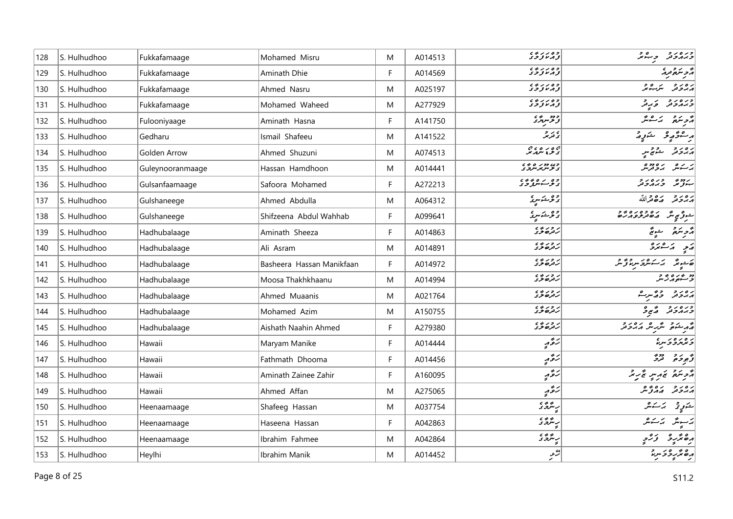| 128 | S. Hulhudhoo | Fukkafamaage | Mohamed Misru | M | A014513 | ژوړ ژرمز | وره رو و شهر |
|---|---|---|---|---|---|---|---|
| 129 | S. Hulhudhoo | Fukkafamaage | Aminath Dhie | F | A014569 | ژوړ ژرمز | أروسكونه |
| 130 | S. Hulhudhoo | Fukkafamaage | Ahmed Nasru | M | A025197 | ژوړ ژرمز | رەرو سرب ور |
| 131 | S. Hulhudhoo | Fukkafamaage | Mohamed Waheed | M | A277929 | ژوړ ژرمز | ورەرو كەيرى |
| 132 | S. Hulhudhoo | Fulooniyaage | Aminath Hasna | F | A141750 | وژسرگرز | أوسمو برگسگر |
| 133 | S. Hulhudhoo | Gedharu | Ismail Shafeeu | M | A141522 | ءَ ترَ تر | مرسوگرو ستورم |
| 134 | S. Hulhudhoo | Golden Arrow | Ahmed Shuzuni | M | A074513 | صوء سرم ترو | رەرو شویج سر |
| 135 | S. Hulhudhoo | Guleynooranmaage | Hassan Hamdhoon | M | A014441 | دعوو تر سرو ی | برکسر بروترس |
| 136 | S. Hulhudhoo | Gulsanfaamaage | Safoora Mohamed | F | A272213 | دو ستروگردی | بەدوبر ورەرو |
| 137 | S. Hulhudhoo | Gulshaneege | Ahmed Abdulla | M | A064312 | دوشکسری | رەرو رەقراللە |
| 138 | S. Hulhudhoo | Gulshaneege | Shifzeena Abdul Wahhab | F | A099641 | دوشکسری | شوفریگر رەدوەررە |
| 139 | S. Hulhudhoo | Hadhubalaage | Aminath Sheeza | F | A014863 | رورری | أوسمو شوبح |
| 140 | S. Hulhudhoo | Hadhubalaage | Ali Asram | M | A014891 | رورری | رکو رکسرو |
| 141 | S. Hulhudhoo | Hadhubalaage | Basheera Hassan Manikfaan | F | A014972 | رورری | ھشوىگر بركسكوبرس ترىگر |
| 142 | S. Hulhudhoo | Hadhubalaage | Moosa Thakhkhaanu | M | A014994 | رورری | دو گەرمرگر |
| 143 | S. Hulhudhoo | Hadhubalaage | Ahmed Muaanis | M | A021764 | رورری | رەرو ورگەسر |
| 144 | S. Hulhudhoo | Hadhubalaage | Mohamed Azim | M | A150755 | رورری | ورەرو مرگبوو |
| 145 | S. Hulhudhoo | Hadhubalaage | Aishath Naahin Ahmed | F | A279380 | رورری | مرکشو سرگس مەرو |
| 146 | S. Hulhudhoo | Hawaii | Maryam Manike | F | A014444 | رکو | رەرەرسرى |
| 147 | S. Hulhudhoo | Hawaii | Fathmath Dhooma | F | A014456 | رکو | وجوحو ترو |
| 148 | S. Hulhudhoo | Hawaii | Aminath Zainee Zahir | F | A160095 | رکو | أوسمو ئەمرىبر ئەربى |
| 149 | S. Hulhudhoo | Hawaii | Ahmed Affan | M | A275065 | رکو | رەرو رەۋىر |
| 150 | S. Hulhudhoo | Heenaamaage | Shafeeg Hassan | M | A037754 | رسرگری | ستورتی برکسر |
| 151 | S. Hulhudhoo | Heenaamaage | Haseena Hassan | F | A042863 | رسرگری | برسوىگر بركسر |
| 152 | S. Hulhudhoo | Heenaamaage | Ibrahim Fahmee | M | A042864 | رسرگری | مرەتمرو وَرُو |
| 153 | S. Hulhudhoo | Heylhi | Ibrahim Manik | M | A014452 | ئرو | مرەترىرومرىر |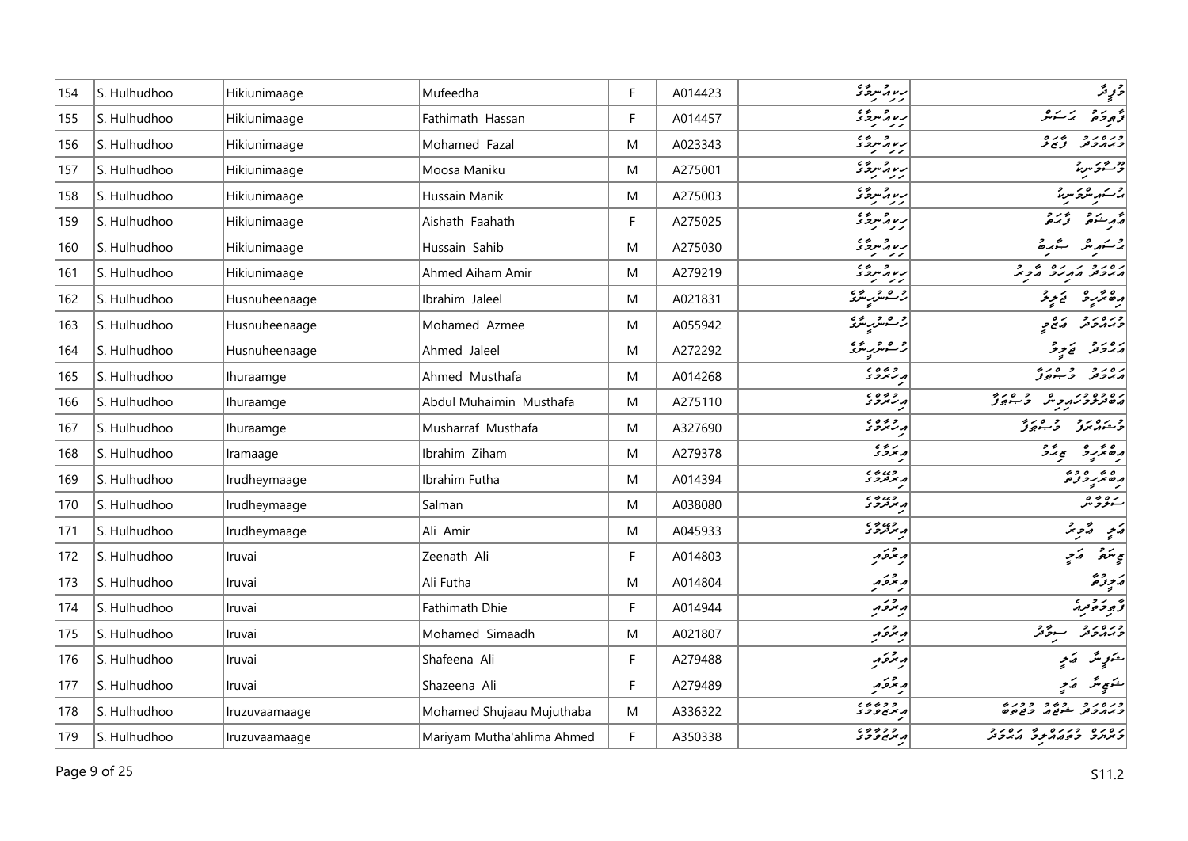| 154 | S. Hulhudhoo | Hikiunimaage | Mufeedha | F | A014423 | ރިކިއުނިމާގެ | މުފީދާ |
|---|---|---|---|---|---|---|---|
| 155 | S. Hulhudhoo | Hikiunimaage | Fathimath Hassan | F | A014457 | ރިކިއުނިމާގެ | ފާތިމަތު ހަސަން |
| 156 | S. Hulhudhoo | Hikiunimaage | Mohamed Fazal | M | A023343 | ރިކިއުނިމާގެ | މުހައްމަދު ފަޒަލް |
| 157 | S. Hulhudhoo | Hikiunimaage | Moosa Maniku | M | A275001 | ރިކިއުނިމާގެ | މޫސާމަނިކު |
| 158 | S. Hulhudhoo | Hikiunimaage | Hussain Manik | M | A275003 | ރިކިއުނިމާގެ | ހުސައިންމަނިކު |
| 159 | S. Hulhudhoo | Hikiunimaage | Aishath Faahath | F | A275025 | ރިކިއުނިމާގެ | އާއިޝަތު ފާހަތު |
| 160 | S. Hulhudhoo | Hikiunimaage | Hussain Sahib | M | A275030 | ރިކިއުނިމާގެ | ހުސައިން ސާހިބު |
| 161 | S. Hulhudhoo | Hikiunimaage | Ahmed Aiham Amir | M | A279219 | ރިކިއުނިމާގެ | އަހުމަދު އައިހަމް އާމިރު |
| 162 | S. Hulhudhoo | Husnuheenaage | Ibrahim Jaleel | M | A021831 | ހުސްނުހީނާގެ | އިބްރާހިމް ޖަލީލު |
| 163 | S. Hulhudhoo | Husnuheenaage | Mohamed Azmee | M | A055942 | ހުސްނުހީނާގެ | މުހައްމަދު އަޒްމީ |
| 164 | S. Hulhudhoo | Husnuheenaage | Ahmed Jaleel | M | A272292 | ހުސްނުހީނާގެ | އަހުމަދު ޖަލީލު |
| 165 | S. Hulhudhoo | Ihuraamge | Ahmed Musthafa | M | A014268 | އިހުރާމްގެ | އަހުމަދު މުސްތަފާ |
| 166 | S. Hulhudhoo | Ihuraamge | Abdul Muhaimin Musthafa | M | A275110 | އިހުރާމްގެ | އަބްދުލްމުހައިމިން މުސްތަފާ |
| 167 | S. Hulhudhoo | Ihuraamge | Musharraf Musthafa | M | A327690 | އިހުރާމްގެ | މުޝައްރަފު މުސްތަފާ |
| 168 | S. Hulhudhoo | Iramaage | Ibrahim Ziham | M | A279378 | އިރަމާގެ | އިބްރާހިމް ޒިހާމް |
| 169 | S. Hulhudhoo | Irudheymaage | Ibrahim Futha | M | A014394 | އިރުދޭމާގެ | އިބްރާހިމްފުތާ |
| 170 | S. Hulhudhoo | Irudheymaage | Salman | M | A038080 | އިރުދޭމާގެ | ސަލްމާން |
| 171 | S. Hulhudhoo | Irudheymaage | Ali Amir | M | A045933 | އިރުދޭމާގެ | އަލި އާމިރު |
| 172 | S. Hulhudhoo | Iruvai | Zeenath Ali | F | A014803 | އިރުވައި | ޒީނަތު އަލި |
| 173 | S. Hulhudhoo | Iruvai | Ali Futha | M | A014804 | އިރުވައި | އަލިފުތާ |
| 174 | S. Hulhudhoo | Iruvai | Fathimath Dhie | F | A014944 | އިރުވައި | ފާތިމަތުދިއެ |
| 175 | S. Hulhudhoo | Iruvai | Mohamed Simaadh | M | A021807 | އިރުވައި | މުހައްމަދު ސިމާދު |
| 176 | S. Hulhudhoo | Iruvai | Shafeena Ali | F | A279488 | އިރުވައި | ޝަފީނާ އަލި |
| 177 | S. Hulhudhoo | Iruvai | Shazeena Ali | F | A279489 | އިރުވައި | ޝަޒީނާ އަލި |
| 178 | S. Hulhudhoo | Iruzuvaamaage | Mohamed Shujaau Mujuthaba | M | A336322 | އިރުޒުވާމާގެ | މުހައްމަދު ޝުޖާއު މުޖުތަބާ |
| 179 | S. Hulhudhoo | Iruzuvaamaage | Mariyam Mutha'ahlima Ahmed | F | A350338 | އިރުޒުވާމާގެ | މަރިޔަމް މުތައައްލިމާ އަހުމަދު |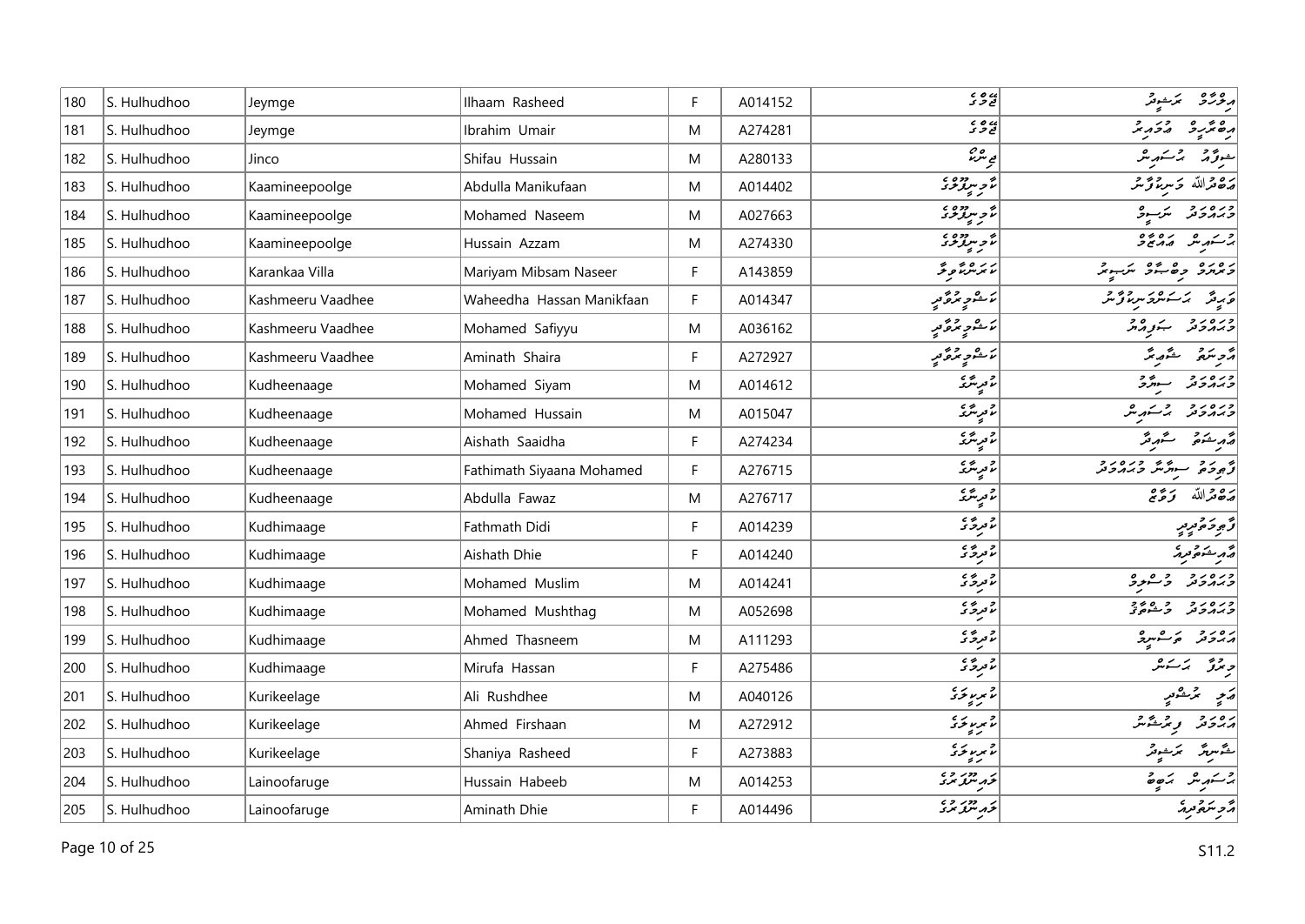| 180 | S. Hulhudhoo | Jeymge | Ilhaam Rasheed | F | A014152 | ޖޭމްގެ | އިލްހާމް ރަޝީދު |
|---|---|---|---|---|---|---|---|
| 181 | S. Hulhudhoo | Jeymge | Ibrahim Umair | M | A274281 | ޖޭމްގެ | އިބްރާހީމް އުމައިރު |
| 182 | S. Hulhudhoo | Jinco | Shifau Hussain | M | A280133 | ޖިންކޯ | ޝިފާއު ހުސައިން |
| 183 | S. Hulhudhoo | Kaamineepoolge | Abdulla Manikufaan | M | A014402 | ކާމިނީޕޫލްގެ | އަބްދުﷲ މަނިކުފާނު |
| 184 | S. Hulhudhoo | Kaamineepoolge | Mohamed Naseem | M | A027663 | ކާމިނީޕޫލްގެ | މުހައްމަދު ނަސީމު |
| 185 | S. Hulhudhoo | Kaamineepoolge | Hussain Azzam | M | A274330 | ކާމިނީޕޫލްގެ | ހުސައިން އައްޒާމް |
| 186 | S. Hulhudhoo | Karankaa Villa | Mariyam Mibsam Naseer | F | A143859 | ކަރަންކާވިލާ | މަރިޔަމް މިބްސާމް ނަސީރު |
| 187 | S. Hulhudhoo | Kashmeeru Vaadhee | Waheedha Hassan Manikfaan | F | A014347 | ކަޝްމީރުވާދީ | ވަހީދާ ހަސަންމަނިކުފާނު |
| 188 | S. Hulhudhoo | Kashmeeru Vaadhee | Mohamed Safiyyu | M | A036162 | ކަޝްމީރުވާދީ | މުހައްމަދު ސަފިއްޔު |
| 189 | S. Hulhudhoo | Kashmeeru Vaadhee | Aminath Shaira | F | A272927 | ކަޝްމީރުވާދީ | އާމިނަތު ޝާއިރާ |
| 190 | S. Hulhudhoo | Kudheenaage | Mohamed Siyam | M | A014612 | ކުދީނާގެ | މުހައްމަދު ސިޔާމް |
| 191 | S. Hulhudhoo | Kudheenaage | Mohamed Hussain | M | A015047 | ކުދީނާގެ | މުހައްމަދު ހުސައިން |
| 192 | S. Hulhudhoo | Kudheenaage | Aishath Saaidha | F | A274234 | ކުދީނާގެ | އައިޝަތު ސާއިދާ |
| 193 | S. Hulhudhoo | Kudheenaage | Fathimath Siyaana Mohamed | F | A276715 | ކުދީނާގެ | ފާތިމަތު ސިޔާނާ މުހައްމަދު |
| 194 | S. Hulhudhoo | Kudheenaage | Abdulla Fawaz | M | A276717 | ކުދީނާގެ | އަބްދުﷲ ފަވާޒު |
| 195 | S. Hulhudhoo | Kudhimaage | Fathmath Didi | F | A014239 | ކުދިމާގެ | ފާތުމަތުދީދީ |
| 196 | S. Hulhudhoo | Kudhimaage | Aishath Dhie | F | A014240 | ކުދިމާގެ | އައިޝަތުދިއެ |
| 197 | S. Hulhudhoo | Kudhimaage | Mohamed Muslim | M | A014241 | ކުދިމާގެ | މުހައްމަދު މުސްލިމް |
| 198 | S. Hulhudhoo | Kudhimaage | Mohamed Mushthag | M | A052698 | ކުދިމާގެ | މުހައްމަދު މުޝްތާޤު |
| 199 | S. Hulhudhoo | Kudhimaage | Ahmed Thasneem | M | A111293 | ކުދިމާގެ | އަހުމަދު ތަސްނީމް |
| 200 | S. Hulhudhoo | Kudhimaage | Mirufa Hassan | F | A275486 | ކުދިމާގެ | މިރުފާ ހަސަން |
| 201 | S. Hulhudhoo | Kurikeelage | Ali Rushdhee | M | A040126 | ކުރިކީލަގެ | އަލި ރުޝްދީ |
| 202 | S. Hulhudhoo | Kurikeelage | Ahmed Firshaan | M | A272912 | ކުރިކީލަގެ | އަހުމަދު ފިރުޝާން |
| 203 | S. Hulhudhoo | Kurikeelage | Shaniya Rasheed | F | A273883 | ކުރިކީލަގެ | ޝާނިޔާ ރަޝީދު |
| 204 | S. Hulhudhoo | Lainoofaruge | Hussain Habeeb | M | A014253 | ލައިނޫފަރުގެ | ހުސައިން ހަބީބު |
| 205 | S. Hulhudhoo | Lainoofaruge | Aminath Dhie | F | A014496 | ލައިނޫފަރުގެ | އާމިނަތުދިއެ |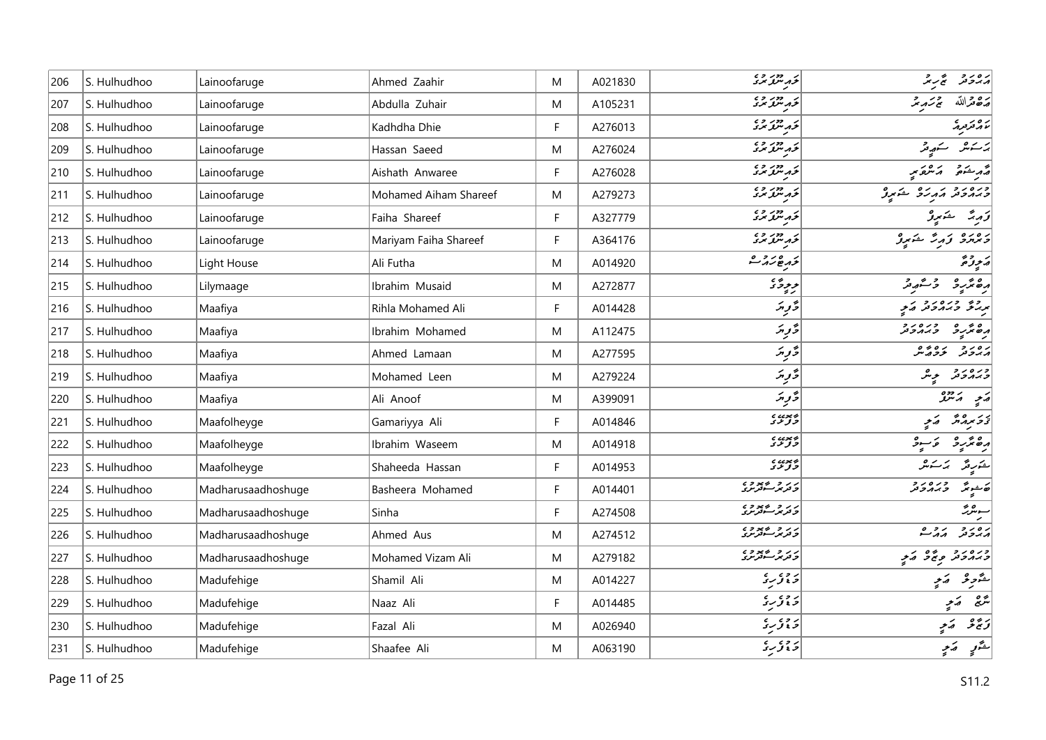| 206 | S. Hulhudhoo | Lainoofaruge | Ahmed Zaahir | M | A021830 | ލައިނޫފަރުގެ | އަހުމަދު ޒާހިރު |
|---|---|---|---|---|---|---|---|
| 207 | S. Hulhudhoo | Lainoofaruge | Abdulla Zuhair | M | A105231 | ލައިނޫފަރުގެ | އަބްދުﷲ ޒުހައިރު |
| 208 | S. Hulhudhoo | Lainoofaruge | Kadhdha Dhie | F | A276013 | ލައިނޫފަރުގެ | ކައްދަދިއެ |
| 209 | S. Hulhudhoo | Lainoofaruge | Hassan Saeed | M | A276024 | ލައިނޫފަރުގެ | ހަސަން ސައީދު |
| 210 | S. Hulhudhoo | Lainoofaruge | Aishath Anwaree | F | A276028 | ލައިނޫފަރުގެ | އާއިޝަތު އަންވަރީ |
| 211 | S. Hulhudhoo | Lainoofaruge | Mohamed Aiham Shareef | M | A279273 | ލައިނޫފަރުގެ | މުހައްމަދު އައިހަމް ޝަރީފް |
| 212 | S. Hulhudhoo | Lainoofaruge | Faiha Shareef | F | A327779 | ލައިނޫފަރުގެ | ފައިހާ ޝަރީފް |
| 213 | S. Hulhudhoo | Lainoofaruge | Mariyam Faiha Shareef | F | A364176 | ލައިނޫފަރުގެ | މަރިޔަމް ފައިހާ ޝަރީފް |
| 214 | S. Hulhudhoo | Light House | Ali Futha | M | A014920 | ލައިޓްހައުސް | އަލިފުތާ |
| 215 | S. Hulhudhoo | Lilymaage | Ibrahim Musaid | M | A272877 | ލިލީމާގެ | އިބްރާހިމް މުސާއިދު |
| 216 | S. Hulhudhoo | Maafiya | Rihla Mohamed Ali | F | A014428 | މާފިޔަ | ރިހްލާ މުހައްމަދު އަލި |
| 217 | S. Hulhudhoo | Maafiya | Ibrahim Mohamed | M | A112475 | މާފިޔަ | އިބްރާހިމް މުހައްމަދު |
| 218 | S. Hulhudhoo | Maafiya | Ahmed Lamaan | M | A277595 | މާފިޔަ | އަހުމަދު ލަމްއާން |
| 219 | S. Hulhudhoo | Maafiya | Mohamed Leen | M | A279224 | މާފިޔަ | މުހައްމަދު ލީން |
| 220 | S. Hulhudhoo | Maafiya | Ali Anoof | M | A399091 | މާފިޔަ | އަލި އަނޫފް |
| 221 | S. Hulhudhoo | Maafolheyge | Gamariyya Ali | F | A014846 | މާފޮޅޭގެ | ގަމަރިއްޔާ އަލި |
| 222 | S. Hulhudhoo | Maafolheyge | Ibrahim Waseem | M | A014918 | މާފޮޅޭގެ | އިބްރާހިމް ވަސީމް |
| 223 | S. Hulhudhoo | Maafolheyge | Shaheeda Hassan | F | A014953 | މާފޮޅޭގެ | ޝަހީދާ ހަސަން |
| 224 | S. Hulhudhoo | Madharusaadhoshuge | Basheera Mohamed | F | A014401 | މަދަރުސާދޮށުގެ | ބަޝީރާ މުހައްމަދު |
| 225 | S. Hulhudhoo | Madharusaadhoshuge | Sinha | F | A274508 | މަދަރުސާދޮށުގެ | ސިންހާ |
| 226 | S. Hulhudhoo | Madharusaadhoshuge | Ahmed Aus | M | A274512 | މަދަރުސާދޮށުގެ | އަހުމަދު އައުސް |
| 227 | S. Hulhudhoo | Madharusaadhoshuge | Mohamed Vizam Ali | M | A279182 | މަދަރުސާދޮށުގެ | މުހައްމަދު ވިޒާމް އަލި |
| 228 | S. Hulhudhoo | Madufehige | Shamil Ali | M | A014227 | މަދުފެހިގެ | ޝާމިލް އަލި |
| 229 | S. Hulhudhoo | Madufehige | Naaz Ali | F | A014485 | މަދުފެހިގެ | ނާޒް އަލި |
| 230 | S. Hulhudhoo | Madufehige | Fazal Ali | M | A026940 | މަދުފެހިގެ | ފަޟަލް އަލި |
| 231 | S. Hulhudhoo | Madufehige | Shaafee Ali | M | A063190 | މަދުފެހިގެ | ޝާފީ އަލި |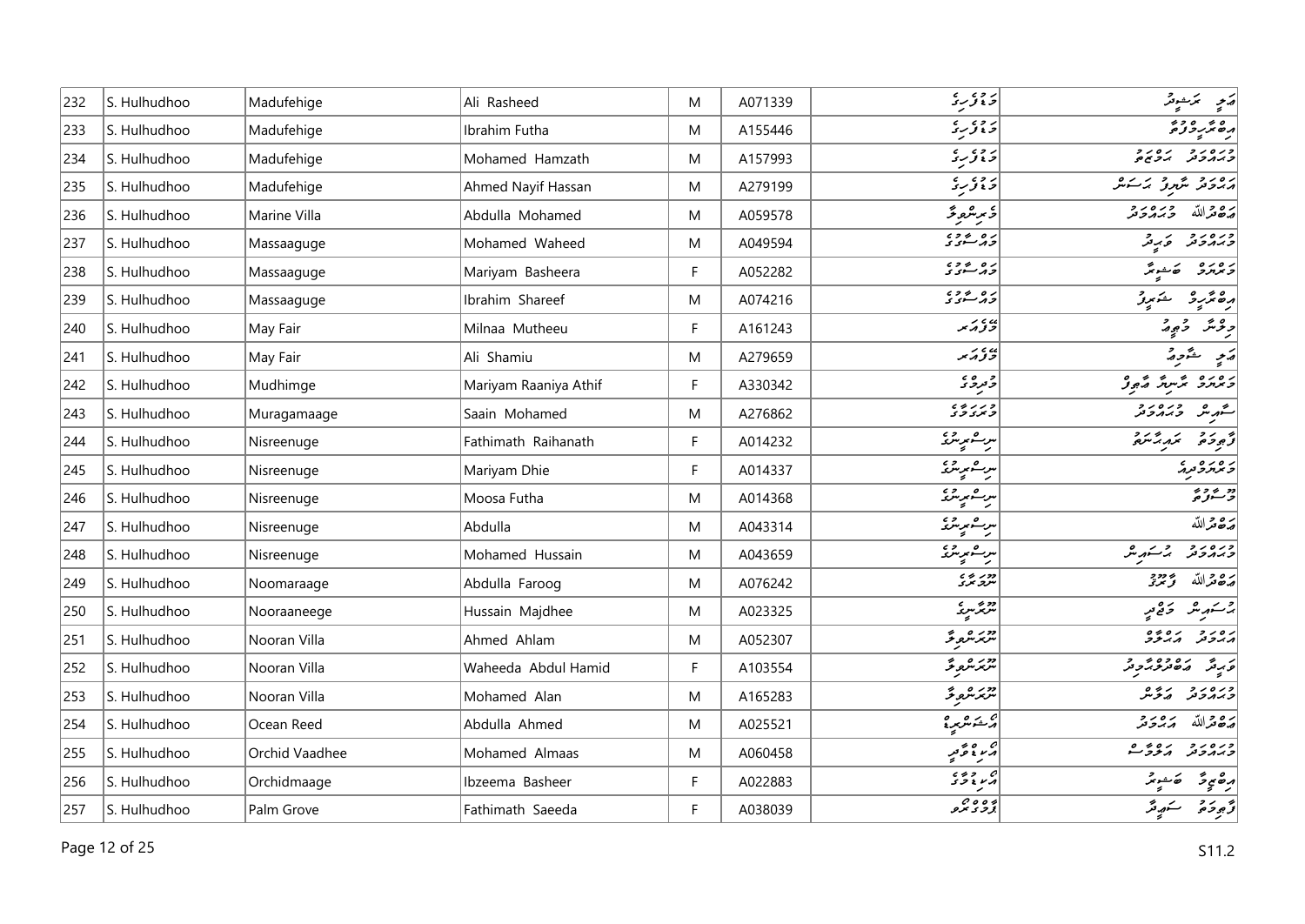| 232 | S. Hulhudhoo | Madufehige | Ali Rasheed | M | A071339 | ގަޑުފެހިގެ | އަލި ރަޝީދު |
|---|---|---|---|---|---|---|---|
| 233 | S. Hulhudhoo | Madufehige | Ibrahim Futha | M | A155446 | ގަޑުފެހިގެ | އިބްރާހީމް ފުތާ |
| 234 | S. Hulhudhoo | Madufehige | Mohamed Hamzath | M | A157993 | ގަޑުފެހިގެ | މުޙައްމަދު ހަމްޒަތު |
| 235 | S. Hulhudhoo | Madufehige | Ahmed Nayif Hassan | M | A279199 | ގަޑުފެހިގެ | އަޙްމަދު ނާއިފް ޙަސަން |
| 236 | S. Hulhudhoo | Marine Villa | Abdulla Mohamed | M | A059578 | މެރިންވިލާ | އަބްދުﷲ މުޙައްމަދު |
| 237 | S. Hulhudhoo | Massaaguge | Mohamed Waheed | M | A049594 | މައްސާގުގެ | މުޙައްމަދު ވަޙީދު |
| 238 | S. Hulhudhoo | Massaaguge | Mariyam Basheera | F | A052282 | މައްސާގުގެ | މަރިޔަމް ބަޝީރާ |
| 239 | S. Hulhudhoo | Massaaguge | Ibrahim Shareef | M | A074216 | މައްސާގުގެ | އިބްރާހީމް ޝަރީފު |
| 240 | S. Hulhudhoo | May Fair | Milnaa Mutheeu | F | A161243 | މޭފެއަރ | މިލްނާ މުތީޢު |
| 241 | S. Hulhudhoo | May Fair | Ali Shamiu | M | A279659 | މޭފެއަރ | އަލި ޝާމިޢު |
| 242 | S. Hulhudhoo | Mudhimge | Mariyam Raaniya Athif | F | A330342 | މުދިމްގެ | މަރިޔަމް ރާނިޔާ އާތިފު |
| 243 | S. Hulhudhoo | Muragamaage | Saain Mohamed | M | A276862 | މުރަގަމާގެ | ސާއިން މުޙައްމަދު |
| 244 | S. Hulhudhoo | Nisreenuge | Fathimath Raihanath | F | A014232 | ނިސްރީނުގެ | ފާތިމަތު ރައިހާނަތު |
| 245 | S. Hulhudhoo | Nisreenuge | Mariyam Dhie | F | A014337 | ނިސްރީނުގެ | މަރިޔަމްދިއާ |
| 246 | S. Hulhudhoo | Nisreenuge | Moosa Futha | M | A014368 | ނިސްރީނުގެ | މޫސާފުތާ |
| 247 | S. Hulhudhoo | Nisreenuge | Abdulla | M | A043314 | ނިސްރީނުގެ | އަބްދުﷲ |
| 248 | S. Hulhudhoo | Nisreenuge | Mohamed Hussain | M | A043659 | ނިސްރީނުގެ | މުޙައްމަދު ހުސައިން |
| 249 | S. Hulhudhoo | Noomaraage | Abdulla Faroog | M | A076242 | ނޫމަރާގެ | އަބްދުﷲ ފާރޫގު |
| 250 | S. Hulhudhoo | Nooraaneege | Hussain Majdhee | M | A023325 | ނޫރާނީގެ | ހުސައިން މަޖްދީ |
| 251 | S. Hulhudhoo | Nooran Villa | Ahmed Ahlam | M | A052307 | ނޫރަންވިލާ | އަޙްމަދު އަޙްލާމް |
| 252 | S. Hulhudhoo | Nooran Villa | Waheeda Abdul Hamid | F | A103554 | ނޫރަންވިލާ | ވަޙީދާ އަބްދުލްޙާމިދު |
| 253 | S. Hulhudhoo | Nooran Villa | Mohamed Alan | M | A165283 | ނޫރަންވިލާ | މުޙައްމަދު އަލާން |
| 254 | S. Hulhudhoo | Ocean Reed | Abdulla Ahmed | M | A025521 | އޯޝަންރީޑް | އަބްދުﷲ އަޙްމަދު |
| 255 | S. Hulhudhoo | Orchid Vaadhee | Mohamed Almaas | M | A060458 | އޯކިޑްވާދީ | މުޙައްމަދު އަލްމާސް |
| 256 | S. Hulhudhoo | Orchidmaage | Ibzeema Basheer | F | A022883 | އޯކިޑްމާގެ | އިބްޒީމާ ބަޝީރު |
| 257 | S. Hulhudhoo | Palm Grove | Fathimath Saeeda | F | A038039 | ޕާމްގްރޯވް | ފާތިމަތު ސަޢީދާ |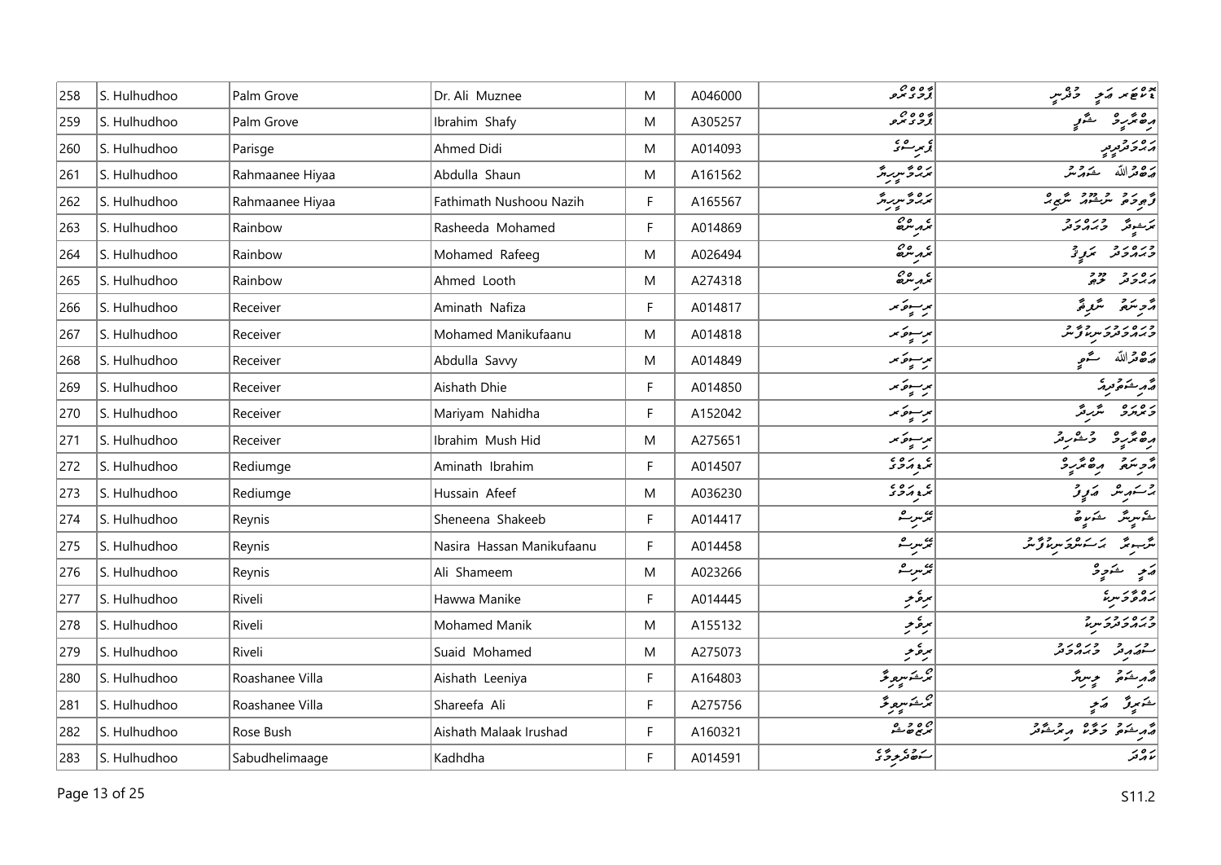| 258 | S. Hulhudhoo | Palm Grove | Dr. Ali Muznee | M | A046000 | ޕާމްގްރޯވް | ޑރ.ޢަލީ މުޒްނީ |
|---|---|---|---|---|---|---|---|
| 259 | S. Hulhudhoo | Palm Grove | Ibrahim Shafy | M | A305257 | ޕާމްގްރޯވް | އިބްރާހީމް ޝާފީ |
| 260 | S. Hulhudhoo | Parisge | Ahmed Didi | M | A014093 | ޕެރިސްގެ | އަހްމަދުދީދީ |
| 261 | S. Hulhudhoo | Rahmaanee Hiyaa | Abdulla Shaun | M | A161562 | ރަޙްމާނީހިޔާ | އަބްދުﷲ ޝަޢުނު |
| 262 | S. Hulhudhoo | Rahmaanee Hiyaa | Fathimath Nushoou Nazih | F | A165567 | ރަޙްމާނީހިޔާ | ފާތިމަތު ނުޝޫޢު ނާޒިހު |
| 263 | S. Hulhudhoo | Rainbow | Rasheeda Mohamed | F | A014869 | ރެއިންބޯ | ރަޝީދާ މުޙައްމަދު |
| 264 | S. Hulhudhoo | Rainbow | Mohamed Rafeeg | M | A026494 | ރެއިންބޯ | މުޙައްމަދު ރަފީގު |
| 265 | S. Hulhudhoo | Rainbow | Ahmed Looth | M | A274318 | ރެއިންބޯ | އަޙްމަދު ލޫތު |
| 266 | S. Hulhudhoo | Receiver | Aminath Nafiza | F | A014817 | ރިސީވަރ | އާމިނަތު ނާފިޒާ |
| 267 | S. Hulhudhoo | Receiver | Mohamed Manikufaanu | M | A014818 | ރިސީވަރ | މުޙައްމަދުމަނިކުފާނު |
| 268 | S. Hulhudhoo | Receiver | Abdulla Savvy | M | A014849 | ރިސީވަރ | އަބްދުﷲ ސާވީ |
| 269 | S. Hulhudhoo | Receiver | Aishath Dhie | F | A014850 | ރިސީވަރ | އާއިޝަތުދިއޭ |
| 270 | S. Hulhudhoo | Receiver | Mariyam Nahidha | F | A152042 | ރިސީވަރ | މަރިޔަމް ނާހިދާ |
| 271 | S. Hulhudhoo | Receiver | Ibrahim Mush Hid | M | A275651 | ރިސީވަރ | އިބްރާހިމް މުޝްހިދު |
| 272 | S. Hulhudhoo | Rediumge | Aminath Ibrahim | F | A014507 | ރެޑިއަމްގެ | އާމިނަތު އިބްރާހިމް |
| 273 | S. Hulhudhoo | Rediumge | Hussain Afeef | M | A036230 | ރެޑިއަމްގެ | ހުސައިން އަފީފު |
| 274 | S. Hulhudhoo | Reynis | Sheneena Shakeeb | F | A014417 | ރޭނިސް | ޝެނީނާ ޝަކީބު |
| 275 | S. Hulhudhoo | Reynis | Nasira Hassan Manikufaanu | F | A014458 | ރޭނިސް | ނާސިރާ ހަސަންމަނިކުފާނު |
| 276 | S. Hulhudhoo | Reynis | Ali Shameem | M | A023266 | ރޭނިސް | އަލި ޝަމީމް |
| 277 | S. Hulhudhoo | Riveli | Hawwa Manike | F | A014445 | ރިވެލި | ހައްވާމަނިކެ |
| 278 | S. Hulhudhoo | Riveli | Mohamed Manik | M | A155132 | ރިވެލި | މުޙައްމަދުމަނިކު |
| 279 | S. Hulhudhoo | Riveli | Suaid Mohamed | M | A275073 | ރިވެލި | ސުޢައިދު މުޙައްމަދު |
| 280 | S. Hulhudhoo | Roashanee Villa | Aishath Leeniya | F | A164803 | ރޯޝަނީވިލާ | އާއިޝަތު ލީނިޔާ |
| 281 | S. Hulhudhoo | Roashanee Villa | Shareefa Ali | F | A275756 | ރޯޝަނީވިލާ | ޝަރީފާ އަލި |
| 282 | S. Hulhudhoo | Rose Bush | Aishath Malaak Irushad | F | A160321 | ރޯޒްބުޝް | އާއިޝަތު މަލާކް އިރުޝާދު |
| 283 | S. Hulhudhoo | Sabudhelimaage | Kadhdha | F | A014591 | ސަބުދެލިމާގެ |ކައްދާ |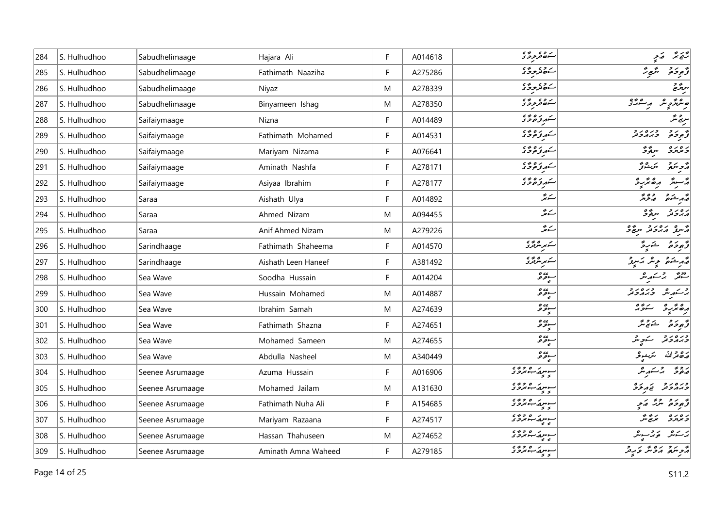| 284 | S. Hulhudhoo | Sabudhelimaage | Hajara Ali | F | A014618 | ސަބުދެލިމާގެ | ހާޖަރާ ޢަލީ |
|---|---|---|---|---|---|---|---|
| 285 | S. Hulhudhoo | Sabudhelimaage | Fathimath Naaziha | F | A275286 | ސަބުދެލިމާގެ | ފާތިމަތު ނާޒިހާ |
| 286 | S. Hulhudhoo | Sabudhelimaage | Niyaz | M | A278339 | ސަބުދެލިމާގެ | ނިޔާޒު |
| 287 | S. Hulhudhoo | Sabudhelimaage | Binyameen Ishag | M | A278350 | ސަބުދެލިމާގެ | ބިންޔާމީން އިސްހާގު |
| 288 | S. Hulhudhoo | Saifaiymaage | Nizna | F | A014489 | ސައިފައިމާގެ | ނިޒްނާ |
| 289 | S. Hulhudhoo | Saifaiymaage | Fathimath Mohamed | F | A014531 | ސައިފައިމާގެ | ފާތިމަތު މުހައްމަދު |
| 290 | S. Hulhudhoo | Saifaiymaage | Mariyam Nizama | F | A076641 | ސައިފައިމާގެ | މަރިޔަމް ނިޒާމާ |
| 291 | S. Hulhudhoo | Saifaiymaage | Aminath Nashfa | F | A278171 | ސައިފައިމާގެ | އާމިނަތު ނަޝްފާ |
| 292 | S. Hulhudhoo | Saifaiymaage | Asiyaa Ibrahim | F | A278177 | ސައިފައިމާގެ | އާސިޔާ އިބްރާހިމް |
| 293 | S. Hulhudhoo | Saraa | Aishath Ulya | F | A014892 | ސަރާ | އައިޝަތު އުލްޔާ |
| 294 | S. Hulhudhoo | Saraa | Ahmed Nizam | M | A094455 | ސަރާ | އަހްމަދު ނިޒާމް |
| 295 | S. Hulhudhoo | Saraa | Anif Ahmed Nizam | M | A279226 | ސަރާ | އާނިފް އަހްމަދު ނިޒާމް |
| 296 | S. Hulhudhoo | Sarindhaage | Fathimath Shaheema | F | A014570 | ސަރިންދާގެ | ފާތިމަތު ޝަހީމާ |
| 297 | S. Hulhudhoo | Sarindhaage | Aishath Leen Haneef | F | A381492 | ސަރިންދާގެ | އައިޝަތު ލީން ހަނީފު |
| 298 | S. Hulhudhoo | Sea Wave | Soodha Hussain | F | A014204 | ސީވޭވް | ސޫދާ ހުސައިން |
| 299 | S. Hulhudhoo | Sea Wave | Hussain Mohamed | M | A014887 | ސީވޭވް | ހުސައިން މުހައްމަދު |
| 300 | S. Hulhudhoo | Sea Wave | Ibrahim Samah | M | A274639 | ސީވޭވް | އިބްރާހިމް ސަމާހް |
| 301 | S. Hulhudhoo | Sea Wave | Fathimath Shazna | F | A274651 | ސީވޭވް | ފާތިމަތު ޝަޒްނާ |
| 302 | S. Hulhudhoo | Sea Wave | Mohamed Sameen | M | A274655 | ސީވޭވް | މުހައްމަދު ސަމީން |
| 303 | S. Hulhudhoo | Sea Wave | Abdulla Nasheel | M | A340449 | ސީވޭވް | އަބްދުﷲ ނަޝީލް |
| 304 | S. Hulhudhoo | Seenee Asrumaage | Azuma Hussain | F | A016906 | ސީނީ އަސްރުމާގެ | އަޒުމާ ހުސައިން |
| 305 | S. Hulhudhoo | Seenee Asrumaage | Mohamed Jailam | M | A131630 | ސީނީ އަސްރުމާގެ | މުހައްމަދު ޖައިލަމް |
| 306 | S. Hulhudhoo | Seenee Asrumaage | Fathimath Nuha Ali | F | A154685 | ސީނީ އަސްރުމާގެ | ފާތިމަތު ނުހާ ޢަލީ |
| 307 | S. Hulhudhoo | Seenee Asrumaage | Mariyam Razaana | F | A274517 | ސީނީ އަސްރުމާގެ | މަރިޔަމް ރަޒާނާ |
| 308 | S. Hulhudhoo | Seenee Asrumaage | Hassan Thahuseen | M | A274652 | ސީނީ އަސްރުމާގެ | ހަސަން ތަހުސީން |
| 309 | S. Hulhudhoo | Seenee Asrumaage | Aminath Amna Waheed | F | A279185 | ސީނީ އަސްރުމާގެ | އާމިނަތު އަމްނާ ވަހީދު |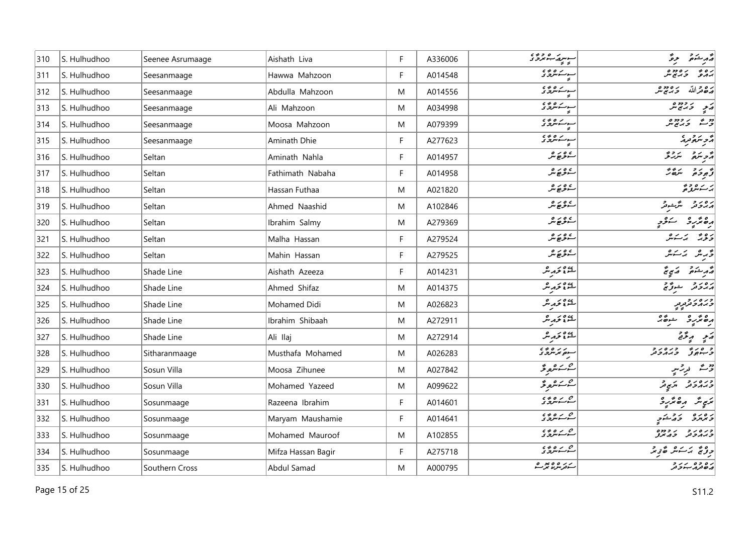| 310 | S. Hulhudhoo | Seenee Asrumaage | Aishath Liva | F | A336006 | ސީނީ އަސްރުމާގެ | އައިשަތު ލިވާ |
|---|---|---|---|---|---|---|---|
| 311 | S. Hulhudhoo | Seesanmaage | Hawwa Mahzoon | F | A014548 | ސީސަންމާގެ | ހައްވާ މަހްޒޫން |
| 312 | S. Hulhudhoo | Seesanmaage | Abdulla Mahzoon | M | A014556 | ސީސަންމާގެ | އަބްދުﷲ މަހްޒޫން |
| 313 | S. Hulhudhoo | Seesanmaage | Ali Mahzoon | M | A034998 | ސީސަންމާގެ | އަލި މަހްޒޫން |
| 314 | S. Hulhudhoo | Seesanmaage | Moosa Mahzoon | M | A079399 | ސީސަންމާގެ | މޫސާ މަހްޒޫން |
| 315 | S. Hulhudhoo | Seesanmaage | Aminath Dhie | F | A277623 | ސީސަންމާގެ | އާމިނަތުދިއެ |
| 316 | S. Hulhudhoo | Seltan | Aminath Nahla | F | A014957 | ސެލްޓަން | އާމިނަތު ނަހްލާ |
| 317 | S. Hulhudhoo | Seltan | Fathimath Nabaha | F | A014958 | ސެލްޓަން | ފާތިމަތު ނަބާހާ |
| 318 | S. Hulhudhoo | Seltan | Hassan Futhaa | M | A021820 | ސެލްޓަން | ހަސަންފުތާ |
| 319 | S. Hulhudhoo | Seltan | Ahmed Naashid | M | A102846 | ސެލްޓަން | އަހްމަދު ނާޝިދު |
| 320 | S. Hulhudhoo | Seltan | Ibrahim Salmy | M | A279369 | ސެލްޓަން | އިބްރާހީމް ސަލްމީ |
| 321 | S. Hulhudhoo | Seltan | Malha Hassan | F | A279524 | ސެލްޓަން | މަލްހާ ހަސަން |
| 322 | S. Hulhudhoo | Seltan | Mahin Hassan | F | A279525 | ސެލްޓަން | މާހިން ހަސަން |
| 323 | S. Hulhudhoo | Shade Line | Aishath Azeeza | F | A014231 | ޝޭޑްލައިން | އައިޝަތު އަޒީޒާ |
| 324 | S. Hulhudhoo | Shade Line | Ahmed Shifaz | M | A014375 | ޝޭޑްލައިން | އަހްމަދު ޝިފާޒު |
| 325 | S. Hulhudhoo | Shade Line | Mohamed Didi | M | A026823 | ޝޭޑްލައިން | މުޙައްމަދުދީދީ |
| 326 | S. Hulhudhoo | Shade Line | Ibrahim Shibaah | M | A272911 | ޝޭޑްލައިން | އިބްރާހީމް ޝިބާހް |
| 327 | S. Hulhudhoo | Shade Line | Ali Ilaj | M | A272914 | ޝޭޑްލައިން | އަލި އިލާޖު |
| 328 | S. Hulhudhoo | Sitharanmaage | Musthafa Mohamed | M | A026283 | ސިތަރަންމާގެ | މުސްތަފާ މުޙައްމަދު |
| 329 | S. Hulhudhoo | Sosun Villa | Moosa Zihunee | M | A027842 | ސޮސުންވިލާ | މޫސާ ޒިހުނީ |
| 330 | S. Hulhudhoo | Sosun Villa | Mohamed Yazeed | M | A099622 | ސޮސުންވިލާ | މުޙައްމަދު ޔަޒީދު |
| 331 | S. Hulhudhoo | Sosunmaage | Razeena Ibrahim | F | A014601 | ސޮސުންމާގެ | ރަޒީނާ އިބްރާހީމް |
| 332 | S. Hulhudhoo | Sosunmaage | Maryam Maushamie | F | A014641 | ސޮސުންމާގެ | މަރްޔަމް މައުޝަމީ |
| 333 | S. Hulhudhoo | Sosunmaage | Mohamed Mauroof | M | A102855 | ސޮސުންމާގެ | މުޙައްމަދު މައުރޫފު |
| 334 | S. Hulhudhoo | Sosunmaage | Mifza Hassan Bagir | F | A275718 | ސޮސުންމާގެ | މިފްޒާ ހަސަން ބާގިރު |
| 335 | S. Hulhudhoo | Southern Cross | Abdul Samad | M | A000795 | ސަދަރންކްރޮސް | އަބްދުލްސަމަދު |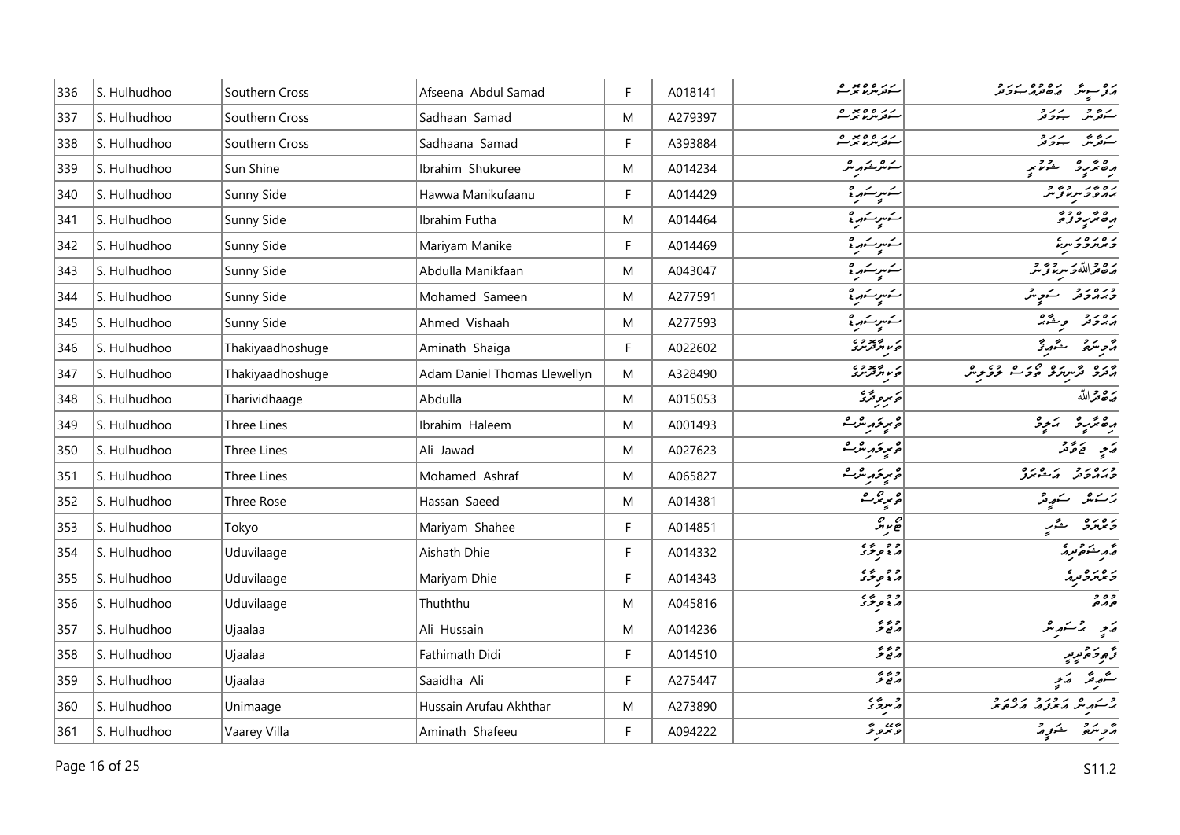| 336 | S. Hulhudhoo | Southern Cross | Afseena Abdul Samad | F | A018141 | ސަދަރންކްރޯސް | އަފްސީނާ އަބްދުލްސަމަދު |
|---|---|---|---|---|---|---|---|
| 337 | S. Hulhudhoo | Southern Cross | Sadhaan Samad | M | A279397 | ސަދަރންކްރޯސް | ސަދާން ސަމަދު |
| 338 | S. Hulhudhoo | Southern Cross | Sadhaana Samad | F | A393884 | ސަދަރންކްރޯސް | ސަދާނާ ސަމަދު |
| 339 | S. Hulhudhoo | Sun Shine | Ibrahim Shukuree | M | A014234 | ސަންޝައިން | އިބްރާހީމް ޝުކޫރީ |
| 340 | S. Hulhudhoo | Sunny Side | Hawwa Manikufaanu | F | A014429 | ސަނީސައިޑް | ހައްވާމަނިކުފާނު |
| 341 | S. Hulhudhoo | Sunny Side | Ibrahim Futha | M | A014464 | ސަނީސައިޑް | އިބްރާހީމްފުތާ |
| 342 | S. Hulhudhoo | Sunny Side | Mariyam Manike | F | A014469 | ސަނީސައިޑް | މަރިޔަމްމަނިކެ |
| 343 | S. Hulhudhoo | Sunny Side | Abdulla Manikfaan | M | A043047 | ސަނީސައިޑް | އަބްދުاللهމަނިކުފާން |
| 344 | S. Hulhudhoo | Sunny Side | Mohamed Sameen | M | A277591 | ސަނީސައިޑް | މުޙައްމަދު ސަމީން |
| 345 | S. Hulhudhoo | Sunny Side | Ahmed Vishaah | M | A277593 | ސަނީސައިޑް | އަޙްމަދު ވިޝާހު |
| 346 | S. Hulhudhoo | Thakiyaadhoshuge | Aminath Shaiga | F | A022602 | ތަކިޔާދޮށުގެ | އާމިނަތު ޝާއިގާ |
| 347 | S. Hulhudhoo | Thakiyaadhoshuge | Adam Daniel Thomas Llewellyn | M | A328490 | ތަކިޔާދޮށުގެ | އާދަމް ޑޭނިއަލް ޓޮމަސް ލުވެލިން |
| 348 | S. Hulhudhoo | Tharividhaage | Abdulla | M | A015053 | ތަރިވިދާގެ | އަބްދުالله |
| 349 | S. Hulhudhoo | Three Lines | Ibrahim Haleem | M | A001493 | ތްރީލައިންސް | އިބްރާހީމް ހަލީމް |
| 350 | S. Hulhudhoo | Three Lines | Ali Jawad | M | A027623 | ތްރީލައިންސް | އަލި ޖަވާދު |
| 351 | S. Hulhudhoo | Three Lines | Mohamed Ashraf | M | A065827 | ތްރީލައިންސް | މުޙައްމަދު އަޝްރަފް |
| 352 | S. Hulhudhoo | Three Rose | Hassan Saeed | M | A014381 | ތްރީރޯސް | ހަސަން ސަޢީދު |
| 353 | S. Hulhudhoo | Tokyo | Mariyam Shahee | F | A014851 | ޓޯކިޔޯ | މަރިޔަމް ޝާހީ |
| 354 | S. Hulhudhoo | Uduvilaage | Aishath Dhie | F | A014332 | އުޑުވިލާގެ | އާއިޝަތުދިއެ |
| 355 | S. Hulhudhoo | Uduvilaage | Mariyam Dhie | F | A014343 | އުޑުވިލާގެ | މަރިޔަމްދިއެ |
| 356 | S. Hulhudhoo | Uduvilaage | Thuththu | M | A045816 | އުޑުވިލާގެ | ތުއްތު |
| 357 | S. Hulhudhoo | Ujaalaa | Ali Hussain | M | A014236 | އުޖާލާ | އަލި ހުސައިން |
| 358 | S. Hulhudhoo | Ujaalaa | Fathimath Didi | F | A014510 | އުޖާލާ | ފާތިމަތުދީދީ |
| 359 | S. Hulhudhoo | Ujaalaa | Saaidha Ali | F | A275447 | އުޖާލާ | ސާއިދާ އަލި |
| 360 | S. Hulhudhoo | Unimaage | Hussain Arufau Akhthar | M | A273890 | އުނިމާގެ | ހުސައިން އަރުފައު އަޚްތަރު |
| 361 | S. Hulhudhoo | Vaarey Villa | Aminath Shafeeu | F | A094222 | ވާރޭވިލާ | އާމިނަތު ޝަފީއު |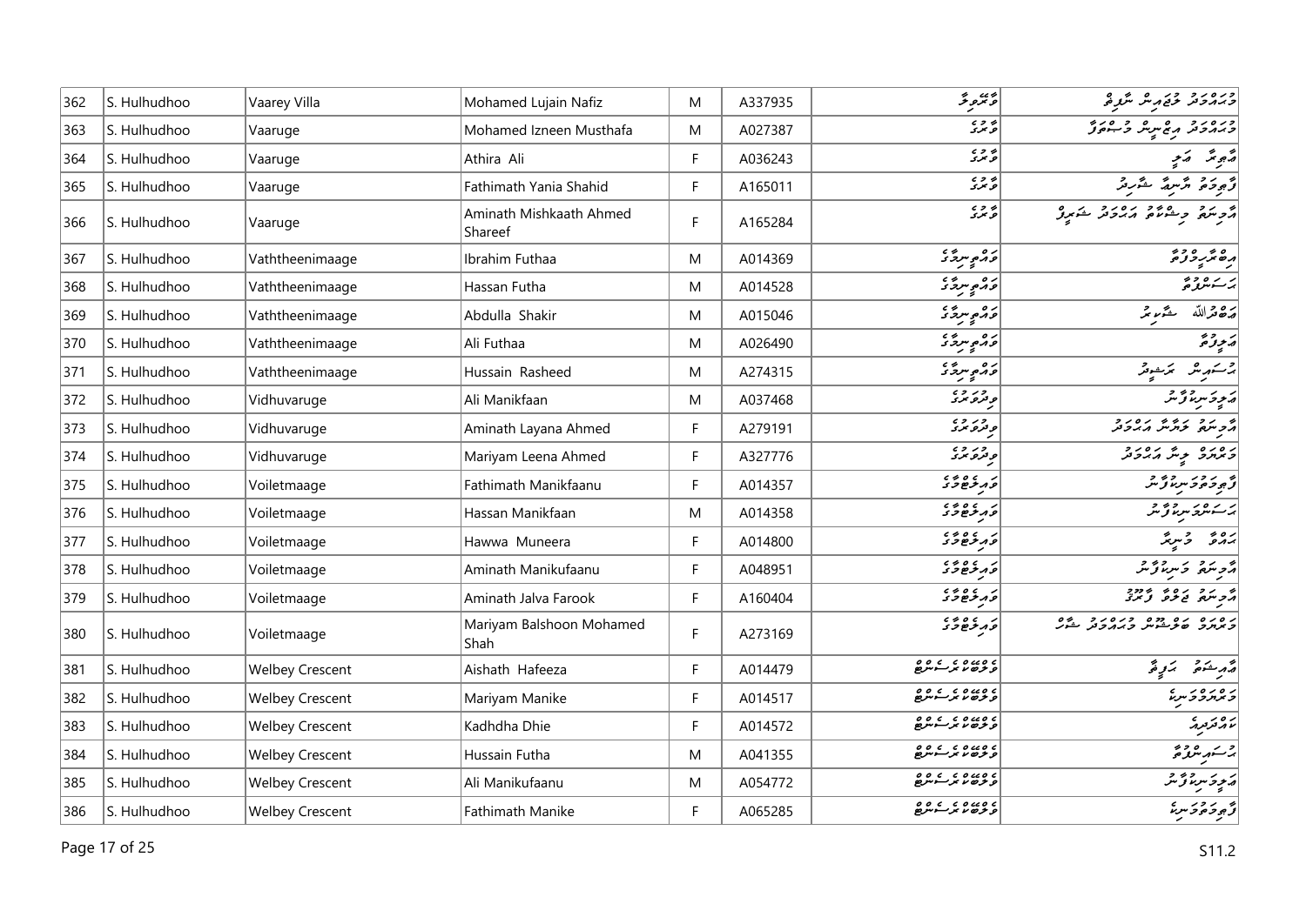| 362 | S. Hulhudhoo | Vaarey Villa | Mohamed Lujain Nafiz | M | A337935 | ޥާރޭވިލާ | މުހައްމަދު ލުޖައިން ނާފިޒު |
|---|---|---|---|---|---|---|---|
| 363 | S. Hulhudhoo | Vaaruge | Mohamed Izneen Musthafa | M | A027387 | ވާރުގެ | މުހައްމަދު އިޒްނީން މުސްތަފާ |
| 364 | S. Hulhudhoo | Vaaruge | Athira Ali | F | A036243 | ވާރުގެ | އާތިރާ އަލި |
| 365 | S. Hulhudhoo | Vaaruge | Fathimath Yania Shahid | F | A165011 | ވާރުގެ | ފާތިމަތު ޔާނިއާ ޝާހިދު |
| 366 | S. Hulhudhoo | Vaaruge | Aminath Mishkaath Ahmed Shareef | F | A165284 | ވާރުގެ | އާމިނަތު މިޝްކާތު އަހުމަދު ޝަރީފް |
| 367 | S. Hulhudhoo | Vaththeenimaage | Ibrahim Futhaa | M | A014369 | ވައްތީނިމާގެ | އިބްރާހިމްފުތާ |
| 368 | S. Hulhudhoo | Vaththeenimaage | Hassan Futha | M | A014528 | ވައްތީނިމާގެ | ހަސަންފުތާ |
| 369 | S. Hulhudhoo | Vaththeenimaage | Abdulla Shakir | M | A015046 | ވައްތީނިމާގެ | އަބްދުﷲ ޝާކިރު |
| 370 | S. Hulhudhoo | Vaththeenimaage | Ali Futhaa | M | A026490 | ވައްތީނިމާގެ | އަލިފުތާ |
| 371 | S. Hulhudhoo | Vaththeenimaage | Hussain Rasheed | M | A274315 | ވައްތީނިމާގެ | ހުސައިން ރަޝީދު |
| 372 | S. Hulhudhoo | Vidhuvaruge | Ali Manikfaan | M | A037468 | ވިދުވަރުގެ | އަލިމަނިކުފާނު |
| 373 | S. Hulhudhoo | Vidhuvaruge | Aminath Layana Ahmed | F | A279191 | ވިދުވަރުގެ | އާމިނަތު ލަޔާނާ އަހުމަދު |
| 374 | S. Hulhudhoo | Vidhuvaruge | Mariyam Leena Ahmed | F | A327776 | ވިދުވަރުގެ | މަރިޔަމް ލީނާ އަހުމަދު |
| 375 | S. Hulhudhoo | Voiletmaage | Fathimath Manikfaanu | F | A014357 | ވޮއިލެޓްމާގެ | ފާތިމަތުމަނިކުފާނު |
| 376 | S. Hulhudhoo | Voiletmaage | Hassan Manikfaan | M | A014358 | ވޮއިލެޓްމާގެ | ހަސަންމަނިކުފާނު |
| 377 | S. Hulhudhoo | Voiletmaage | Hawwa Muneera | F | A014800 | ވޮއިލެޓްމާގެ | ހައްވާ މުނީރާ |
| 378 | S. Hulhudhoo | Voiletmaage | Aminath Manikufaanu | F | A048951 | ވޮއިލެޓްމާގެ | އާމިނަތު މަނިކުފާނު |
| 379 | S. Hulhudhoo | Voiletmaage | Aminath Jalva Farook | F | A160404 | ވޮއިލެޓްމާގެ | އާމިނަތު ޖަލްވާ ފާރޫގު |
| 380 | S. Hulhudhoo | Voiletmaage | Mariyam Balshoon Mohamed Shah | F | A273169 | ވޮއިލެޓްމާގެ | މަރިޔަމް ބަލްޝޫން މުހައްމަދު ޝާހު |
| 381 | S. Hulhudhoo | Welbey Crescent | Aishath Hafeeza | F | A014479 | ވެލްބޭ ކްރެސެންޓް | އައިޝަތު ހަފީޒާ |
| 382 | S. Hulhudhoo | Welbey Crescent | Mariyam Manike | F | A014517 | ވެލްބޭ ކްރެސެންޓް | މަރިޔަމްމަނިކެ |
| 383 | S. Hulhudhoo | Welbey Crescent | Kadhdha Dhie | F | A014572 | ވެލްބޭ ކްރެސެންޓް | ކައްދަދިއެ |
| 384 | S. Hulhudhoo | Welbey Crescent | Hussain Futha | M | A041355 | ވެލްބޭ ކްރެސެންޓް | ހުސައިންފުތާ |
| 385 | S. Hulhudhoo | Welbey Crescent | Ali Manikufaanu | M | A054772 | ވެލްބޭ ކްރެސެންޓް | އަލިމަނިކުފާނު |
| 386 | S. Hulhudhoo | Welbey Crescent | Fathimath Manike | F | A065285 | ވެލްބޭ ކްރެސެންޓް | ފާތިމަތުމަނިކެ |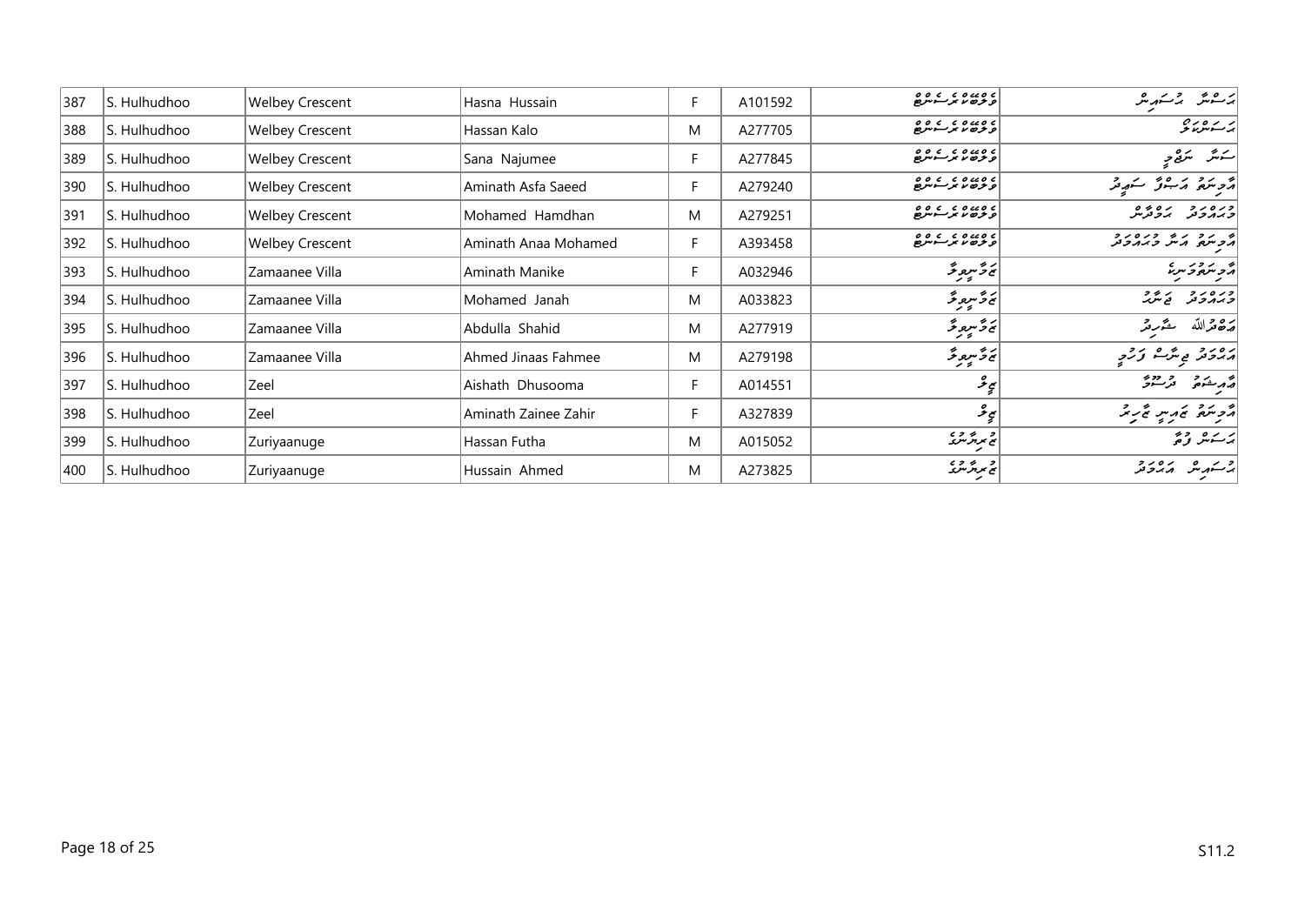| 387 | S. Hulhudhoo | Welbey Crescent | Hasna Hussain | F | A101592 | ވެލްބީ ކްރެސެންޓް | ހަސްނާ ހުސައިން |
|---|---|---|---|---|---|---|---|
| 388 | S. Hulhudhoo | Welbey Crescent | Hassan Kalo | M | A277705 | ވެލްބީ ކްރެސެންޓް | ހަސަންކަލޯ |
| 389 | S. Hulhudhoo | Welbey Crescent | Sana Najumee | F | A277845 | ވެލްބީ ކްރެސެންޓް | ސަނާ ނަޖުމީ |
| 390 | S. Hulhudhoo | Welbey Crescent | Aminath Asfa Saeed | F | A279240 | ވެލްބީ ކްރެސެންޓް | އާމިނަތު އަސްފާ ސަޢީދު |
| 391 | S. Hulhudhoo | Welbey Crescent | Mohamed Hamdhan | M | A279251 | ވެލްބީ ކްރެސެންޓް | މުހައްމަދު ހަމްދާން |
| 392 | S. Hulhudhoo | Welbey Crescent | Aminath Anaa Mohamed | F | A393458 | ވެލްބީ ކްރެސެންޓް | އާމިނަތު އަނާ މުހައްމަދު |
| 393 | S. Hulhudhoo | Zamaanee Villa | Aminath Manike | F | A032946 | ޒަމާނީވިލާ | އާމިނަތުމަނިކެ |
| 394 | S. Hulhudhoo | Zamaanee Villa | Mohamed Janah | M | A033823 | ޒަމާނީވިލާ | މުހައްމަދު ޖަނާހު |
| 395 | S. Hulhudhoo | Zamaanee Villa | Abdulla Shahid | M | A277919 | ޒަމާނީވިލާ | އަބްދުﷲ ޝާހިދު |
| 396 | S. Hulhudhoo | Zamaanee Villa | Ahmed Jinaas Fahmee | M | A279198 | ޒަމާނީވިލާ | އަޙްމަދު ޖިނާސް ފަހުމީ |
| 397 | S. Hulhudhoo | Zeel | Aishath Dhusooma | F | A014551 | ޒީލް | އާއިޝަތު ދުސޫމާ |
| 398 | S. Hulhudhoo | Zeel | Aminath Zainee Zahir | F | A327839 | ޒީލް | އާމިނަތު ޒައިނީ ޒާހިރު |
| 399 | S. Hulhudhoo | Zuriyaanuge | Hassan Futha | M | A015052 | ޒުރިޔާނުގެ | ހަސަން ފުތާ |
| 400 | S. Hulhudhoo | Zuriyaanuge | Hussain Ahmed | M | A273825 | ޒުރިޔާނުގެ | ހުސައިން އަޙްމަދު |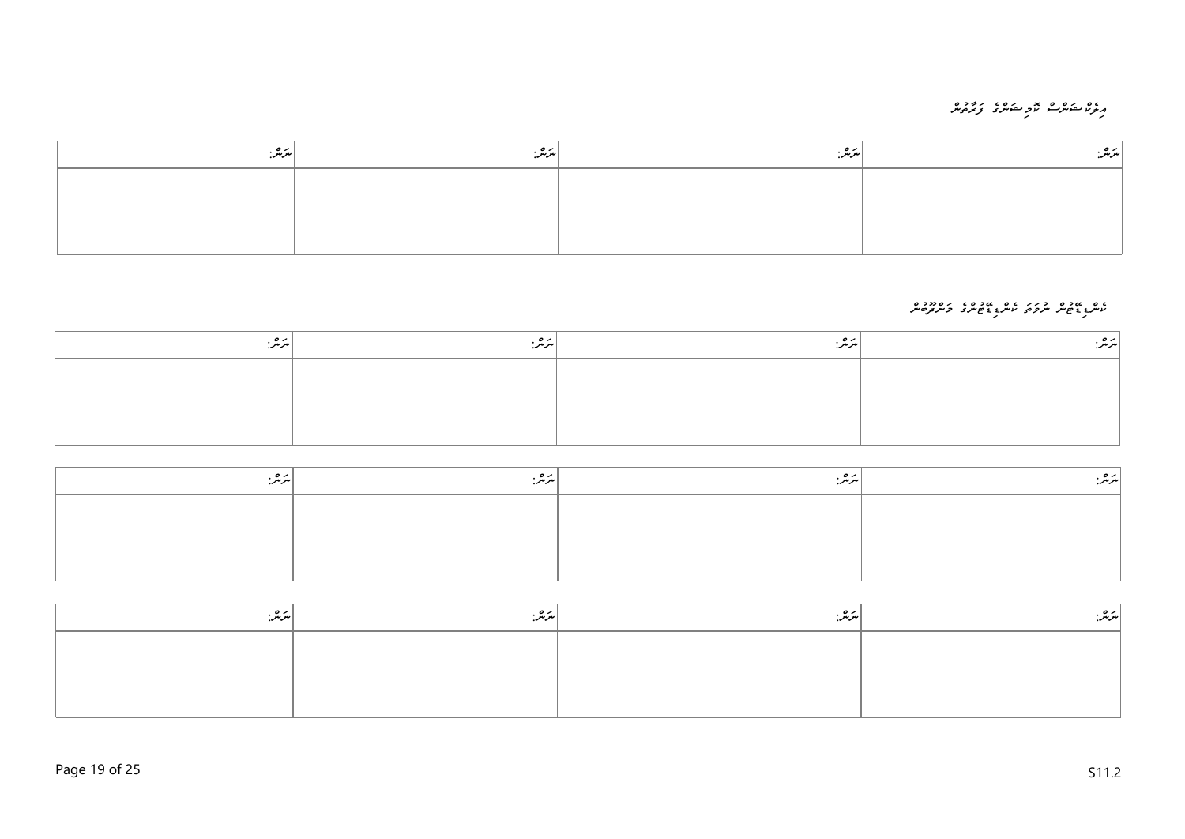## ދިވެހިބަސް ކޮމިޝަނުގެ ފޯމު

| ނަންބަރު: | ނަންބަރު: | ނަންބަރު: | ނަންބަރު: |
|---|---|---|---|
| | | | |

## ކަނޑައެޅުނު ނަމަ ކަނޑައެޅުނު މަސައްކަތް

| ނަންބަރު: | ނަންބަރު: | ނަންބަރު: | ނަންބަރު: |
|---|---|---|---|
| | | | |

| ނަންބަރު: | ނަންބަރު: | ނަންބަރު: | ނަންބަރު: |
|---|---|---|---|
| | | | |

| ނަންބަރު: | ނަންބަރު: | ނަންބަރު: | ނަންބަރު: |
|---|---|---|---|
| | | | |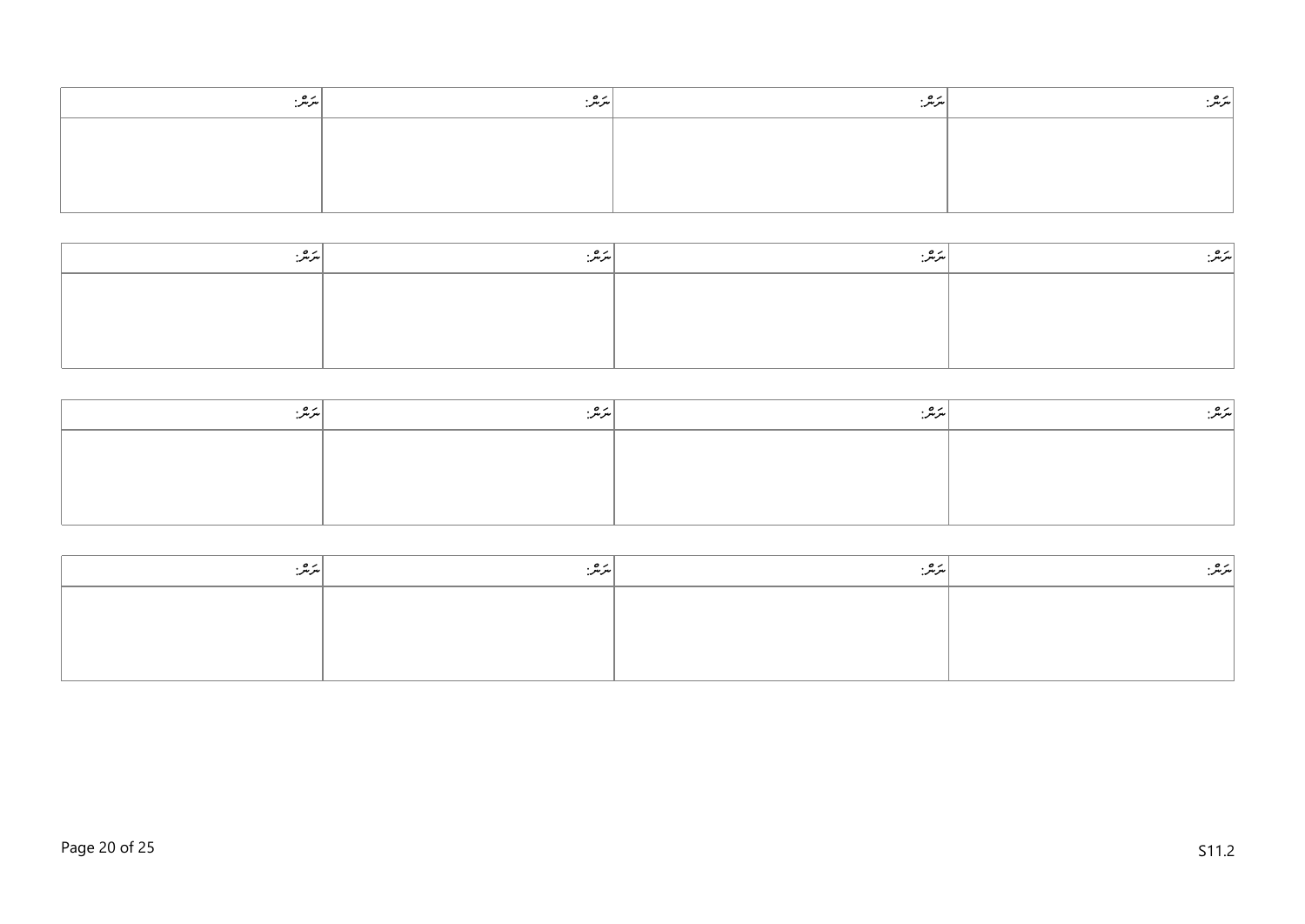| ނަންބަރު: | ނަންބަރު: | ނަންބަރު: | ނަންބަރު: |
|---|---|---|---|
| | | | |

| ނަންބަރު: | ނަންބަރު: | ނަންބަރު: | ނަންބަރު: |
|---|---|---|---|
| | | | |

| ނަންބަރު: | ނަންބަރު: | ނަންބަރު: | ނަންބަރު: |
|---|---|---|---|
| | | | |

| ނަންބަރު: | ނަންބަރު: | ނަންބަރު: | ނަންބަރު: |
|---|---|---|---|
| | | | |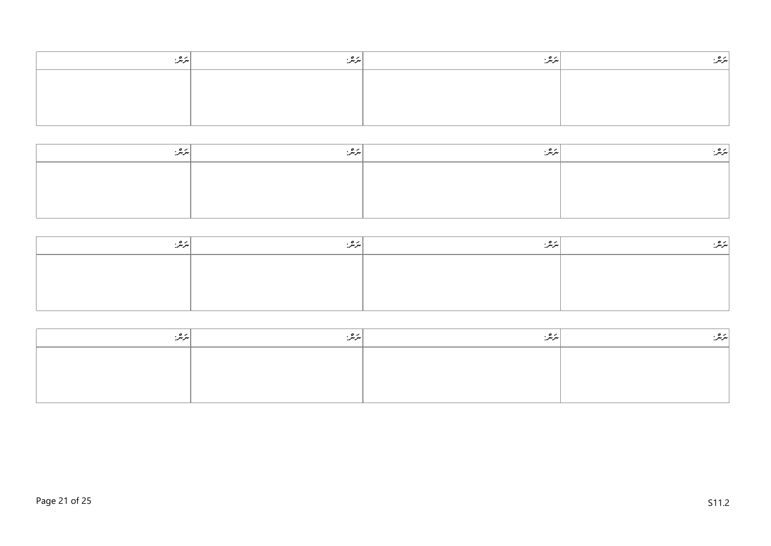| ނަންބަރު: | ނަންބަރު: | ނަންބަރު: | ނަންބަރު: |
|---|---|---|---|
| | | | |

| ނަންބަރު: | ނަންބަރު: | ނަންބަރު: | ނަންބަރު: |
|---|---|---|---|
| | | | |

| ނަންބަރު: | ނަންބަރު: | ނަންބަރު: | ނަންބަރު: |
|---|---|---|---|
| | | | |

| ނަންބަރު: | ނަންބަރު: | ނަންބަރު: | ނަންބަރު: |
|---|---|---|---|
| | | | |

S11.2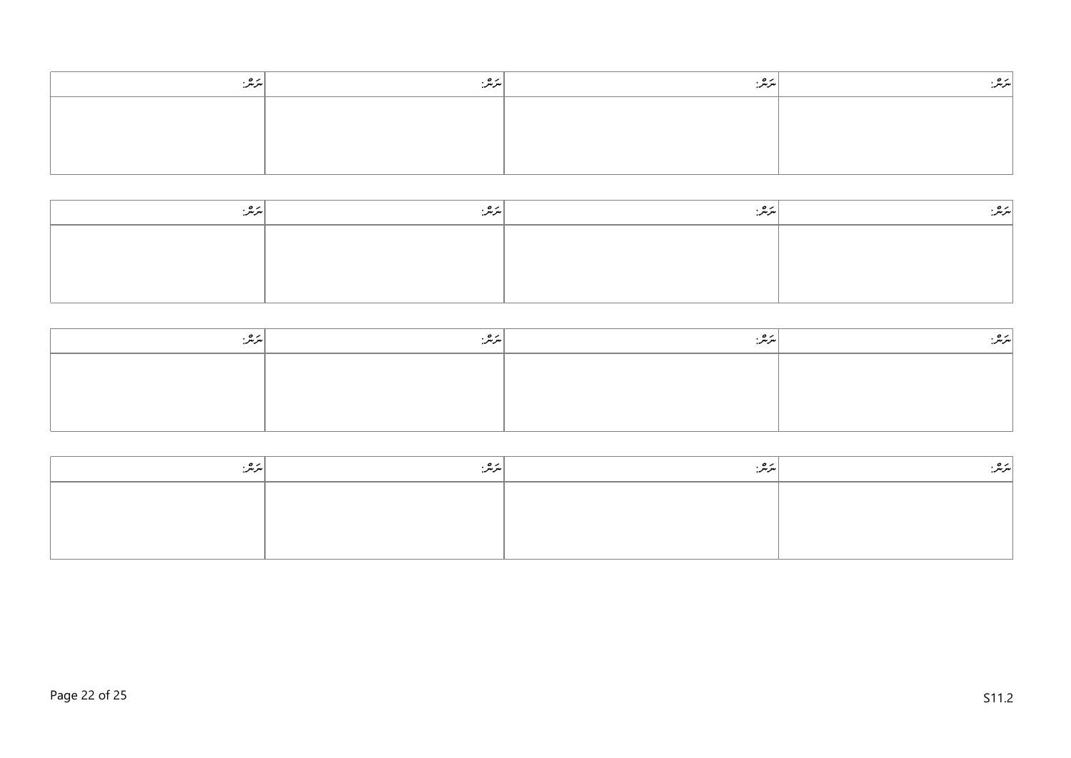| ނަރަށް: | ނަރަށް: | ނަރަށް: | ނަރަށް: |
|---|---|---|---|
| | | | |

| ނަރަށް: | ނަރަށް: | ނަރަށް: | ނަރަށް: |
|---|---|---|---|
| | | | |

| ނަރަށް: | ނަރަށް: | ނަރަށް: | ނަރަށް: |
|---|---|---|---|
| | | | |

| ނަރަށް: | ނަރަށް: | ނަރަށް: | ނަރަށް: |
|---|---|---|---|
| | | | |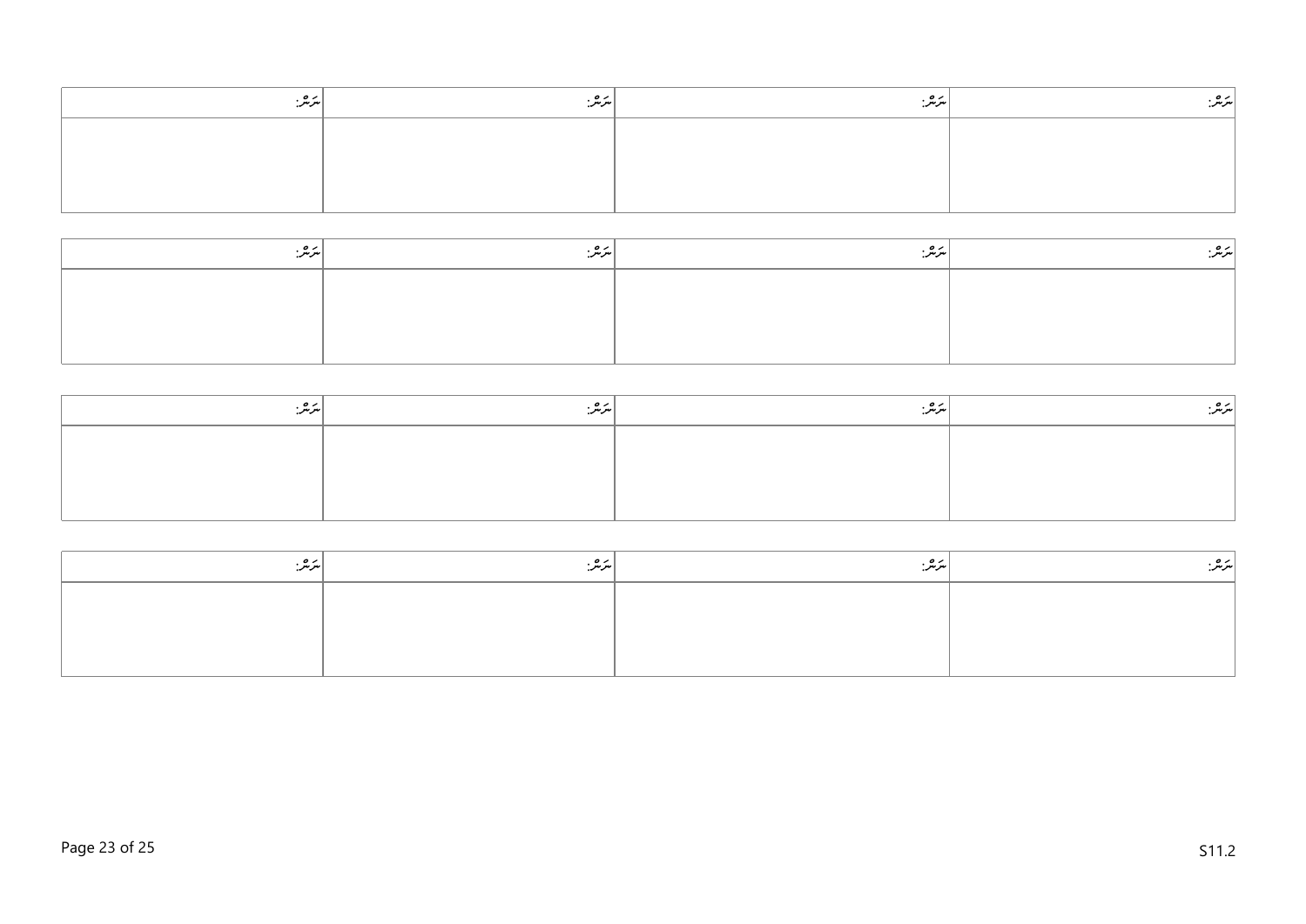| ނަރުދ: | ނަރުދ: | ނަރުދ: | ނަރުދ: |
|---|---|---|---|
| | | | |

| ނަރުދ: | ނަރުދ: | ނަރުދ: | ނަރުދ: |
|---|---|---|---|
| | | | |

| ނަރުދ: | ނަރުދ: | ނަރުދ: | ނަރުދ: |
|---|---|---|---|
| | | | |

| ނަރުދ: | ނަރުދ: | ނަރުދ: | ނަރުދ: |
|---|---|---|---|
| | | | |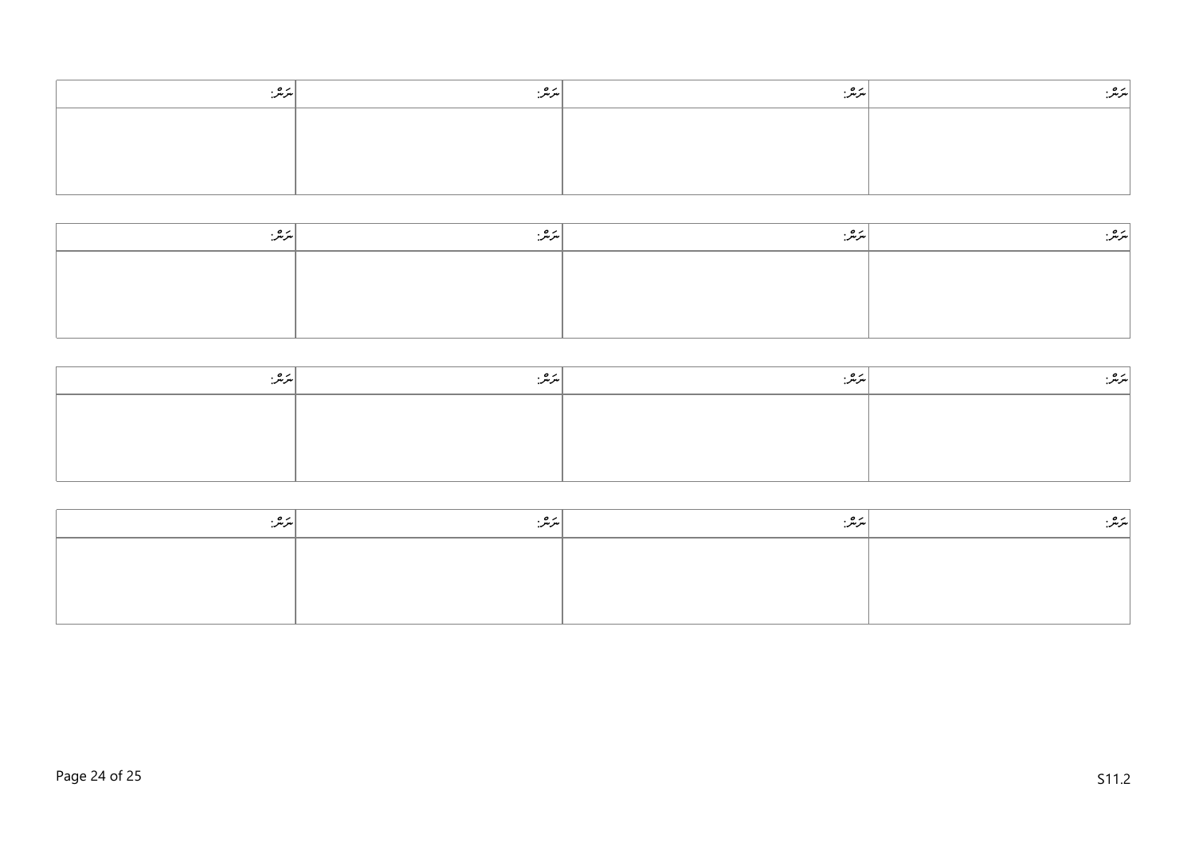| ނަރުދ: | ނަރުދ: | ނަރުދ: | ނަރުދ: |
| --- | --- | --- | --- |
| | | | |

| ނަރުދ: | ނަރުދ: | ނަރުދ: | ނަރުދ: |
| --- | --- | --- | --- |
| | | | |

| ނަރުދ: | ނަރުދ: | ނަރުދ: | ނަރުދ: |
| --- | --- | --- | --- |
| | | | |

| ނަރުދ: | ނަރުދ: | ނަރުދ: | ނަރުދ: |
| --- | --- | --- | --- |
| | | | |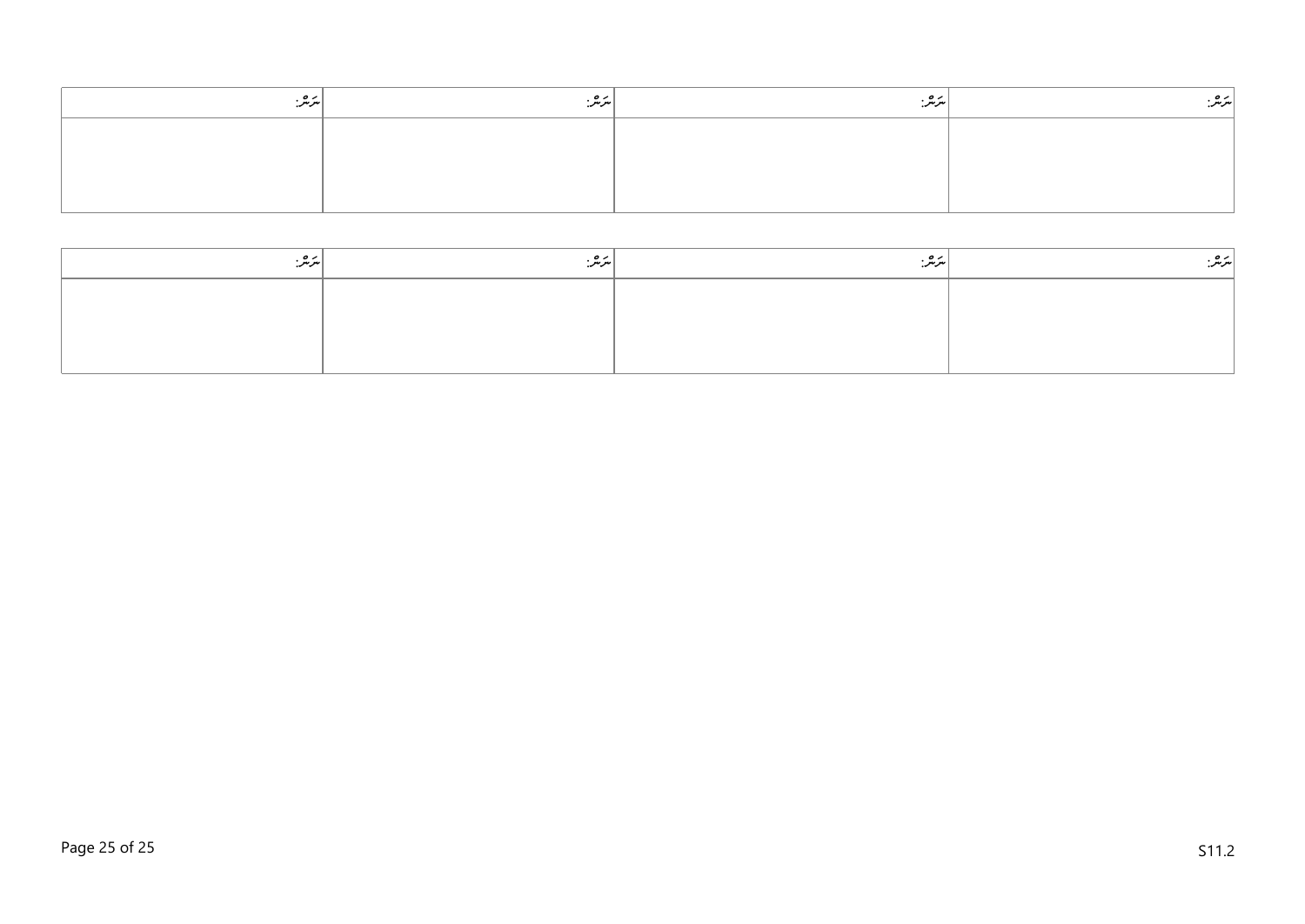| ނަންބަރު: | ނަންބަރު: | ނަންބަރު: | ނަންބަރު: |
|---|---|---|---|
| | | | |

| ނަންބަރު: | ނަންބަރު: | ނަންބަރު: | ނަންބަރު: |
|---|---|---|---|
| | | | |

S11.2